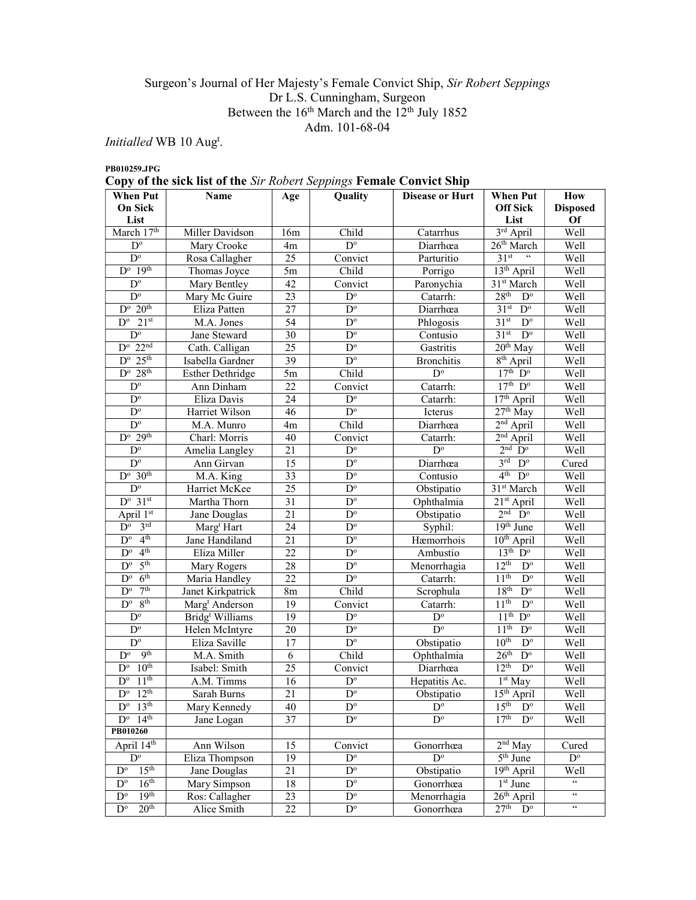Surgeon's Journal of Her Majesty's Female Convict Ship, *Sir Robert Seppings*
Dr L.S. Cunningham, Surgeon
Between the 16th March and the 12th July 1852
Adm. 101-68-04

*Initialled* WB 10 Augt.

**PB010259.JPG**

## Copy of the sick list of the *Sir Robert Seppings* Female Convict Ship

| When Put On Sick List | Name | Age | Quality | Disease or Hurt | When Put Off Sick List | How Disposed Of |
|---|---|---|---|---|---|---|
| March 17th | Miller Davidson | 16m | Child | Catarrhus | 3rd April | Well |
| Do | Mary Crooke | 4m | Do | Diarrhœa | 26th March | Well |
| Do | Rosa Callagher | 25 | Convict | Parturitio | 31st " | Well |
| Do 19th | Thomas Joyce | 5m | Child | Porrigo | 13th April | Well |
| Do | Mary Bentley | 42 | Convict | Paronychia | 31st March | Well |
| Do | Mary Mc Guire | 23 | Do | Catarrh: | 28th Do | Well |
| Do 20th | Eliza Patten | 27 | Do | Diarrhœa | 31st Do | Well |
| Do 21st | M.A. Jones | 54 | Do | Phlogosis | 31st Do | Well |
| Do | Jane Steward | 30 | Do | Contusio | 31st Do | Well |
| Do 22nd | Cath. Calligan | 25 | Do | Gastritis | 20th May | Well |
| Do 25th | Isabella Gardner | 39 | Do | Bronchitis | 8th April | Well |
| Do 28th | Esther Dethridge | 5m | Child | Do | 17th Do | Well |
| Do | Ann Dinham | 22 | Convict | Catarrh: | 17th Do | Well |
| Do | Eliza Davis | 24 | Do | Catarrh: | 17th April | Well |
| Do | Harriet Wilson | 46 | Do | Icterus | 27th May | Well |
| Do | M.A. Munro | 4m | Child | Diarrhœa | 2nd April | Well |
| Do 29th | Charl: Morris | 40 | Convict | Catarrh: | 2nd April | Well |
| Do | Amelia Langley | 21 | Do | Do | 2nd Do | Well |
| Do | Ann Girvan | 15 | Do | Diarrhœa | 3rd Do | Cured |
| Do 30th | M.A. King | 33 | Do | Contusio | 4th Do | Well |
| Do | Harriet McKee | 25 | Do | Obstipatio | 31st March | Well |
| Do 31st | Martha Thorn | 31 | Do | Ophthalmia | 21st April | Well |
| April 1st | Jane Douglas | 21 | Do | Obstipatio | 2nd Do | Well |
| Do 3rd | Margt Hart | 24 | Do | Syphil: | 19th June | Well |
| Do 4th | Jane Handiland | 21 | Do | Hæmorrhois | 10th April | Well |
| Do 4th | Eliza Miller | 22 | Do | Ambustio | 13th Do | Well |
| Do 5th | Mary Rogers | 28 | Do | Menorrhagia | 12th Do | Well |
| Do 6th | Maria Handley | 22 | Do | Catarrh: | 11th Do | Well |
| Do 7th | Janet Kirkpatrick | 8m | Child | Scrophula | 18th Do | Well |
| Do 8th | Margt Anderson | 19 | Convict | Catarrh: | 11th Do | Well |
| Do | Bridgt Williams | 19 | Do | Do | 11th Do | Well |
| Do | Helen McIntyre | 20 | Do | Do | 11th Do | Well |
| Do | Eliza Saville | 17 | Do | Obstipatio | 10th Do | Well |
| Do 9th | M.A. Smith | 6 | Child | Ophthalmia | 26th Do | Well |
| Do 10th | Isabel: Smith | 25 | Convict | Diarrhœa | 12th Do | Well |
| Do 11th | A.M. Timms | 16 | Do | Hepatitis Ac. | 1st May | Well |
| Do 12th | Sarah Burns | 21 | Do | Obstipatio | 15th April | Well |
| Do 13th | Mary Kennedy | 40 | Do | Do | 15th Do | Well |
| Do 14th | Jane Logan | 37 | Do | Do | 17th Do | Well |
| **PB010260** | | | | | | |
| April 14th | Ann Wilson | 15 | Convict | Gonorrhœa | 2nd May | Cured |
| Do | Eliza Thompson | 19 | Do | Do | 5th June | Do |
| Do 15th | Jane Douglas | 21 | Do | Obstipatio | 19th April | Well |
| Do 16th | Mary Simpson | 18 | Do | Gonorrhœa | 1st June | " |
| Do 19th | Ros: Callagher | 23 | Do | Menorrhagia | 26th April | " |
| Do 20th | Alice Smith | 22 | Do | Gonorrhœa | 27th Do | " |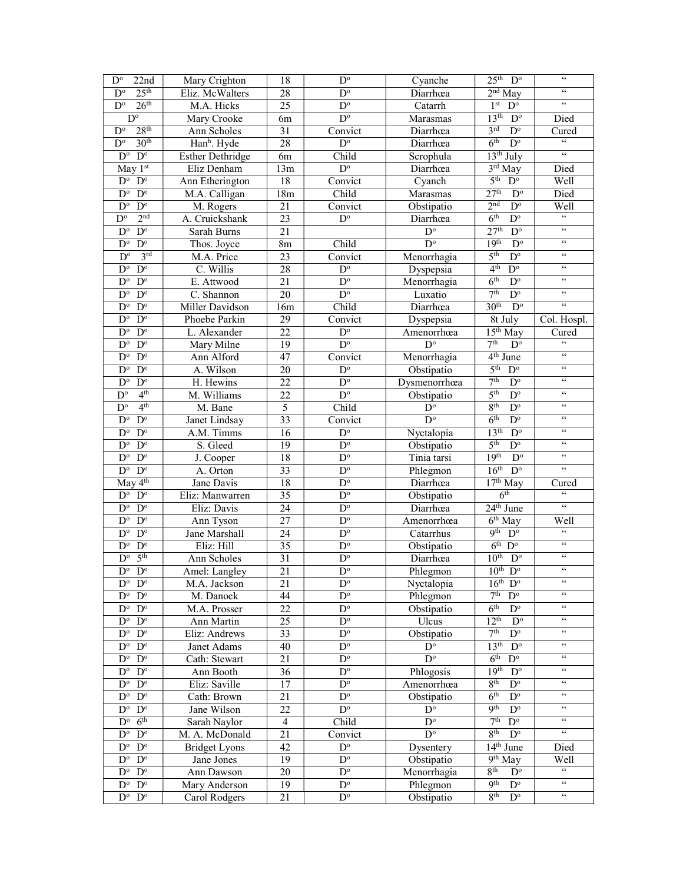| Dº 22nd | Mary Crighton | 18 | Dº | Cyanche | 25th Dº | " |
|---|---|---|---|---|---|---|
| Dº 25th | Eliz. McWalters | 28 | Dº | Diarrhœa | 2nd May | " |
| Dº 26th | M.A. Hicks | 25 | Dº | Catarrh | 1st Dº | " |
| Dº | Mary Crooke | 6m | Dº | Marasmas | 13th Dº | Died |
| Dº 28th | Ann Scholes | 31 | Convict | Diarrhœa | 3rd Dº | Cured |
| Dº 30th | Hanh. Hyde | 28 | Dº | Diarrhœa | 6th Dº | " |
| Dº Dº | Esther Dethridge | 6m | Child | Scrophula | 13th July | " |
| May 1st | Eliz Denham | 13m | Dº | Diarrhœa | 3rd May | Died |
| Dº Dº | Ann Etherington | 18 | Convict | Cyanch | 5th Dº | Well |
| Dº Dº | M.A. Calligan | 18m | Child | Marasmas | 27th Dº | Died |
| Dº Dº | M. Rogers | 21 | Convict | Obstipatio | 2nd Dº | Well |
| Dº 2nd | A. Cruickshank | 23 | Dº | Diarrhœa | 6th Dº | " |
| Dº Dº | Sarah Burns | 21 | | Dº | 27th Dº | " |
| Dº Dº | Thos. Joyce | 8m | Child | Dº | 19th Dº | " |
| Dº 3rd | M.A. Price | 23 | Convict | Menorrhagia | 5th Dº | " |
| Dº Dº | C. Willis | 28 | Dº | Dyspepsia | 4th Dº | " |
| Dº Dº | E. Attwood | 21 | Dº | Menorrhagia | 6th Dº | " |
| Dº Dº | C. Shannon | 20 | Dº | Luxatio | 7th Dº | " |
| Dº Dº | Miller Davidson | 16m | Child | Diarrhœa | 30th Dº | " |
| Dº Dº | Phoebe Parkin | 29 | Convict | Dyspepsia | 8t July | Col. Hospl. |
| Dº Dº | L. Alexander | 22 | Dº | Amenorrhœa | 15th May | Cured |
| Dº Dº | Mary Milne | 19 | Dº | Dº | 7th Dº | " |
| Dº Dº | Ann Alford | 47 | Convict | Menorrhagia | 4th June | " |
| Dº Dº | A. Wilson | 20 | Dº | Obstipatio | 5th Dº | " |
| Dº Dº | H. Hewins | 22 | Dº | Dysmenorrhœa | 7th Dº | " |
| Dº 4th | M. Williams | 22 | Dº | Obstipatio | 5th Dº | " |
| Dº 4th | M. Bane | 5 | Child | Dº | 8th Dº | " |
| Dº Dº | Janet Lindsay | 33 | Convict | Dº | 6th Dº | " |
| Dº Dº | A.M. Timms | 16 | Dº | Nyctalopia | 13th Dº | " |
| Dº Dº | S. Gleed | 19 | Dº | Obstipatio | 5th Dº | " |
| Dº Dº | J. Cooper | 18 | Dº | Tinia tarsi | 19th Dº | " |
| Dº Dº | A. Orton | 33 | Dº | Phlegmon | 16th Dº | " |
| May 4th | Jane Davis | 18 | Dº | Diarrhœa | 17th May | Cured |
| Dº Dº | Eliz: Manwarren | 35 | Dº | Obstipatio | 6th | " |
| Dº Dº | Eliz: Davis | 24 | Dº | Diarrhœa | 24th June | " |
| Dº Dº | Ann Tyson | 27 | Dº | Amenorrhœa | 6th May | Well |
| Dº Dº | Jane Marshall | 24 | Dº | Catarrhus | 9th Dº | " |
| Dº Dº | Eliz: Hill | 35 | Dº | Obstipatio | 6th Dº | " |
| Dº 5th | Ann Scholes | 31 | Dº | Diarrhœa | 10th Dº | " |
| Dº Dº | Amel: Langley | 21 | Dº | Phlegmon | 10th Dº | " |
| Dº Dº | M.A. Jackson | 21 | Dº | Nyctalopia | 16th Dº | " |
| Dº Dº | M. Danock | 44 | Dº | Phlegmon | 7th Dº | " |
| Dº Dº | M.A. Prosser | 22 | Dº | Obstipatio | 6th Dº | " |
| Dº Dº | Ann Martin | 25 | Dº | Ulcus | 12th Dº | " |
| Dº Dº | Eliz: Andrews | 33 | Dº | Obstipatio | 7th Dº | " |
| Dº Dº | Janet Adams | 40 | Dº | Dº | 13th Dº | " |
| Dº Dº | Cath: Stewart | 21 | Dº | Dº | 6th Dº | " |
| Dº Dº | Ann Booth | 36 | Dº | Phlogosis | 19th Dº | " |
| Dº Dº | Eliz: Saville | 17 | Dº | Amenorrhœa | 8th Dº | " |
| Dº Dº | Cath: Brown | 21 | Dº | Obstipatio | 6th Dº | " |
| Dº Dº | Jane Wilson | 22 | Dº | Dº | 9th Dº | " |
| Dº 6th | Sarah Naylor | 4 | Child | Dº | 7th Dº | " |
| Dº Dº | M. A. McDonald | 21 | Convict | Dº | 8th Dº | " |
| Dº Dº | Bridget Lyons | 42 | Dº | Dysentery | 14th June | Died |
| Dº Dº | Jane Jones | 19 | Dº | Obstipatio | 9th May | Well |
| Dº Dº | Ann Dawson | 20 | Dº | Menorrhagia | 8th Dº | " |
| Dº Dº | Mary Anderson | 19 | Dº | Phlegmon | 9th Dº | " |
| Dº Dº | Carol Rodgers | 21 | Dº | Obstipatio | 8th Dº | " |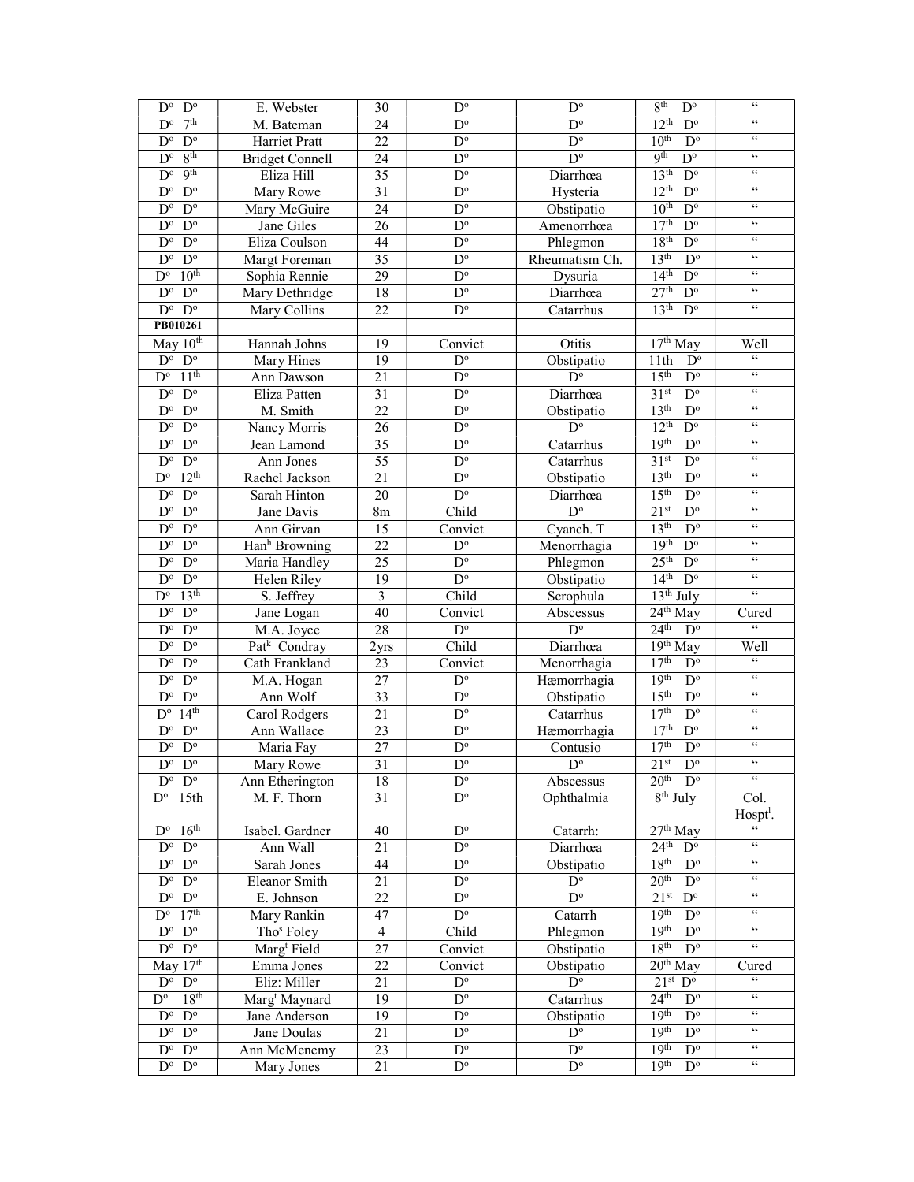| | | | | | | |
|---|---|---|---|---|---|---|
| Dº Dº | E. Webster | 30 | Dº | Dº | 8th Dº | " |
| Dº 7th | M. Bateman | 24 | Dº | Dº | 12th Dº | " |
| Dº Dº | Harriet Pratt | 22 | Dº | Dº | 10th Dº | " |
| Dº 8th | Bridget Connell | 24 | Dº | Dº | 9th Dº | " |
| Dº 9th | Eliza Hill | 35 | Dº | Diarrhœa | 13th Dº | " |
| Dº Dº | Mary Rowe | 31 | Dº | Hysteria | 12th Dº | " |
| Dº Dº | Mary McGuire | 24 | Dº | Obstipatio | 10th Dº | " |
| Dº Dº | Jane Giles | 26 | Dº | Amenorrhœa | 17th Dº | " |
| Dº Dº | Eliza Coulson | 44 | Dº | Phlegmon | 18th Dº | " |
| Dº Dº | Margt Foreman | 35 | Dº | Rheumatism Ch. | 13th Dº | " |
| Dº 10th | Sophia Rennie | 29 | Dº | Dysuria | 14th Dº | " |
| Dº Dº | Mary Dethridge | 18 | Dº | Diarrhœa | 27th Dº | " |
| Dº Dº | Mary Collins | 22 | Dº | Catarrhus | 13th Dº | " |
| **PB010261** | | | | | | |
| May 10th | Hannah Johns | 19 | Convict | Otitis | 17th May | Well |
| Dº Dº | Mary Hines | 19 | Dº | Obstipatio | 11th Dº | " |
| Dº 11th | Ann Dawson | 21 | Dº | Dº | 15th Dº | " |
| Dº Dº | Eliza Patten | 31 | Dº | Diarrhœa | 31st Dº | " |
| Dº Dº | M. Smith | 22 | Dº | Obstipatio | 13th Dº | " |
| Dº Dº | Nancy Morris | 26 | Dº | Dº | 12th Dº | " |
| Dº Dº | Jean Lamond | 35 | Dº | Catarrhus | 19th Dº | " |
| Dº Dº | Ann Jones | 55 | Dº | Catarrhus | 31st Dº | " |
| Dº 12th | Rachel Jackson | 21 | Dº | Obstipatio | 13th Dº | " |
| Dº Dº | Sarah Hinton | 20 | Dº | Diarrhœa | 15th Dº | " |
| Dº Dº | Jane Davis | 8m | Child | Dº | 21st Dº | " |
| Dº Dº | Ann Girvan | 15 | Convict | Cyanch. T | 13th Dº | " |
| Dº Dº | Hanh Browning | 22 | Dº | Menorrhagia | 19th Dº | " |
| Dº Dº | Maria Handley | 25 | Dº | Phlegmon | 25th Dº | " |
| Dº Dº | Helen Riley | 19 | Dº | Obstipatio | 14th Dº | " |
| Dº 13th | S. Jeffrey | 3 | Child | Scrophula | 13th July | " |
| Dº Dº | Jane Logan | 40 | Convict | Abscessus | 24th May | Cured |
| Dº Dº | M.A. Joyce | 28 | Dº | Dº | 24th Dº | " |
| Dº Dº | Patk Condray | 2yrs | Child | Diarrhœa | 19th May | Well |
| Dº Dº | Cath Frankland | 23 | Convict | Menorrhagia | 17th Dº | " |
| Dº Dº | M.A. Hogan | 27 | Dº | Hæmorrhagia | 19th Dº | " |
| Dº Dº | Ann Wolf | 33 | Dº | Obstipatio | 15th Dº | " |
| Dº 14th | Carol Rodgers | 21 | Dº | Catarrhus | 17th Dº | " |
| Dº Dº | Ann Wallace | 23 | Dº | Hæmorrhagia | 17th Dº | " |
| Dº Dº | Maria Fay | 27 | Dº | Contusio | 17th Dº | " |
| Dº Dº | Mary Rowe | 31 | Dº | Dº | 21st Dº | " |
| Dº Dº | Ann Etherington | 18 | Dº | Abscessus | 20th Dº | " |
| Dº 15th | M. F. Thorn | 31 | Dº | Ophthalmia | 8th July | Col. Hosptl. |
| Dº 16th | Isabel. Gardner | 40 | Dº | Catarrh: | 27th May | " |
| Dº Dº | Ann Wall | 21 | Dº | Diarrhœa | 24th Dº | " |
| Dº Dº | Sarah Jones | 44 | Dº | Obstipatio | 18th Dº | " |
| Dº Dº | Eleanor Smith | 21 | Dº | Dº | 20th Dº | " |
| Dº Dº | E. Johnson | 22 | Dº | Dº | 21st Dº | " |
| Dº 17th | Mary Rankin | 47 | Dº | Catarrh | 19th Dº | " |
| Dº Dº | Thos Foley | 4 | Child | Phlegmon | 19th Dº | " |
| Dº Dº | Margt Field | 27 | Convict | Obstipatio | 18th Dº | " |
| May 17th | Emma Jones | 22 | Convict | Obstipatio | 20th May | Cured |
| Dº Dº | Eliz: Miller | 21 | Dº | Dº | 21st Dº | " |
| Dº 18th | Margt Maynard | 19 | Dº | Catarrhus | 24th Dº | " |
| Dº Dº | Jane Anderson | 19 | Dº | Obstipatio | 19th Dº | " |
| Dº Dº | Jane Doulas | 21 | Dº | Dº | 19th Dº | " |
| Dº Dº | Ann McMenemy | 23 | Dº | Dº | 19th Dº | " |
| Dº Dº | Mary Jones | 21 | Dº | Dº | 19th Dº | " |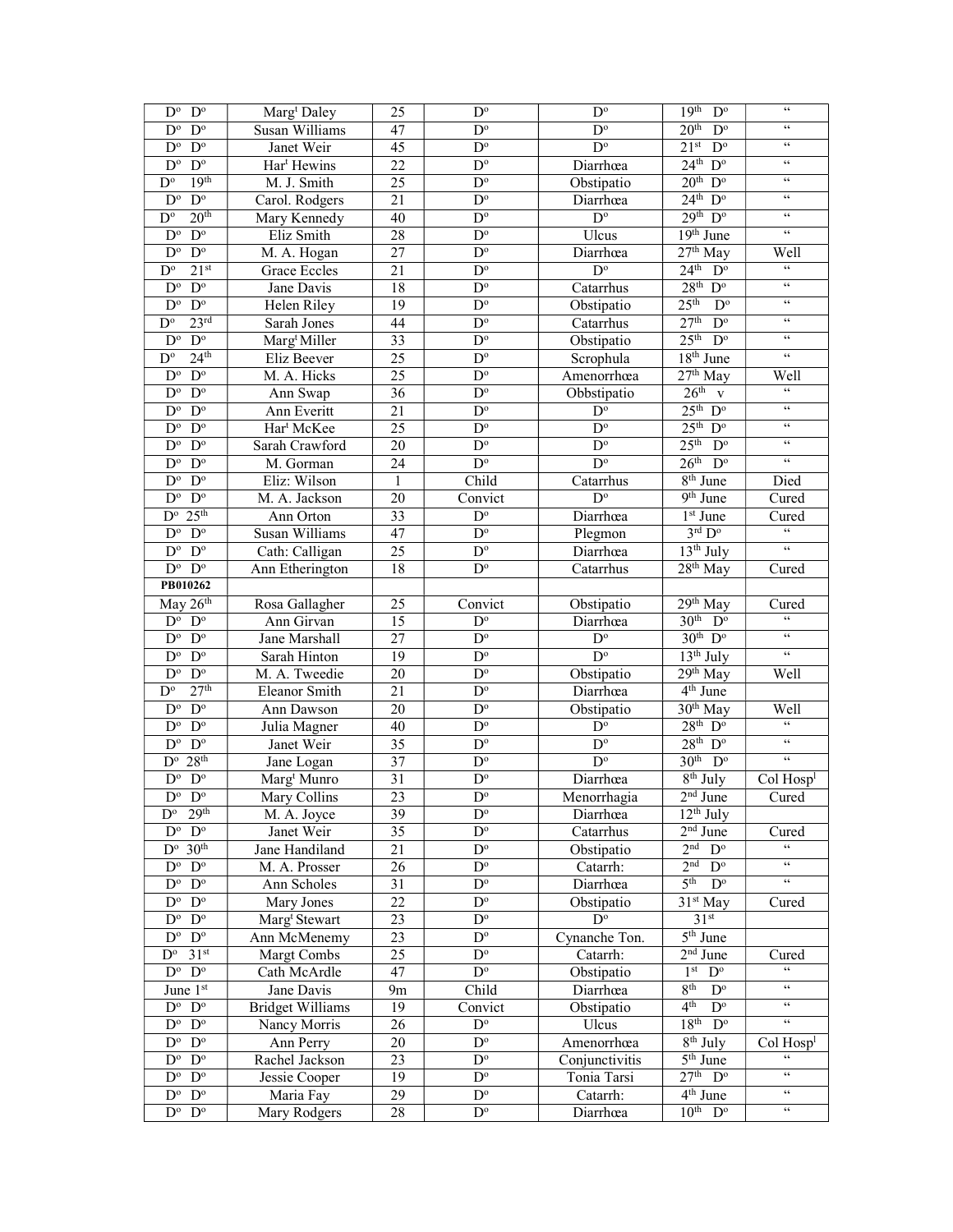| | | | | | | |
|---|---|---|---|---|---|---|
| Dº Dº | Margᵗ Daley | 25 | Dº | Dº | 19th Dº | " |
| Dº Dº | Susan Williams | 47 | Dº | Dº | 20th Dº | " |
| Dº Dº | Janet Weir | 45 | Dº | Dº | 21st Dº | " |
| Dº Dº | Harᵗ Hewins | 22 | Dº | Diarrhœa | 24th Dº | " |
| Dº 19th | M. J. Smith | 25 | Dº | Obstipatio | 20th Dº | " |
| Dº Dº | Carol. Rodgers | 21 | Dº | Diarrhœa | 24th Dº | " |
| Dº 20th | Mary Kennedy | 40 | Dº | Dº | 29th Dº | " |
| Dº Dº | Eliz Smith | 28 | Dº | Ulcus | 19th June | " |
| Dº Dº | M. A. Hogan | 27 | Dº | Diarrhœa | 27th May | Well |
| Dº 21st | Grace Eccles | 21 | Dº | Dº | 24th Dº | " |
| Dº Dº | Jane Davis | 18 | Dº | Catarrhus | 28th Dº | " |
| Dº Dº | Helen Riley | 19 | Dº | Obstipatio | 25th Dº | " |
| Dº 23rd | Sarah Jones | 44 | Dº | Catarrhus | 27th Dº | " |
| Dº Dº | Margᵗ Miller | 33 | Dº | Obstipatio | 25th Dº | " |
| Dº 24th | Eliz Beever | 25 | Dº | Scrophula | 18th June | " |
| Dº Dº | M. A. Hicks | 25 | Dº | Amenorrhœa | 27th May | Well |
| Dº Dº | Ann Swap | 36 | Dº | Obbstipatio | 26th v | " |
| Dº Dº | Ann Everitt | 21 | Dº | Dº | 25th Dº | " |
| Dº Dº | Harᵗ McKee | 25 | Dº | Dº | 25th Dº | " |
| Dº Dº | Sarah Crawford | 20 | Dº | Dº | 25th Dº | " |
| Dº Dº | M. Gorman | 24 | Dº | Dº | 26th Dº | " |
| Dº Dº | Eliz: Wilson | 1 | Child | Catarrhus | 8th June | Died |
| Dº Dº | M. A. Jackson | 20 | Convict | Dº | 9th June | Cured |
| Dº 25th | Ann Orton | 33 | Dº | Diarrhœa | 1st June | Cured |
| Dº Dº | Susan Williams | 47 | Dº | Plegmon | 3rd Dº | " |
| Dº Dº | Cath: Calligan | 25 | Dº | Diarrhœa | 13th July | " |
| Dº Dº | Ann Etherington | 18 | Dº | Catarrhus | 28th May | Cured |
| **PB010262** | | | | | | |
| May 26th | Rosa Gallagher | 25 | Convict | Obstipatio | 29th May | Cured |
| Dº Dº | Ann Girvan | 15 | Dº | Diarrhœa | 30th Dº | " |
| Dº Dº | Jane Marshall | 27 | Dº | Dº | 30th Dº | " |
| Dº Dº | Sarah Hinton | 19 | Dº | Dº | 13th July | " |
| Dº Dº | M. A. Tweedie | 20 | Dº | Obstipatio | 29th May | Well |
| Dº 27th | Eleanor Smith | 21 | Dº | Diarrhœa | 4th June | |
| Dº Dº | Ann Dawson | 20 | Dº | Obstipatio | 30th May | Well |
| Dº Dº | Julia Magner | 40 | Dº | Dº | 28th Dº | " |
| Dº Dº | Janet Weir | 35 | Dº | Dº | 28th Dº | " |
| Dº 28th | Jane Logan | 37 | Dº | Dº | 30th Dº | " |
| Dº Dº | Margᵗ Munro | 31 | Dº | Diarrhœa | 8th July | Col Hospˡ |
| Dº Dº | Mary Collins | 23 | Dº | Menorrhagia | 2nd June | Cured |
| Dº 29th | M. A. Joyce | 39 | Dº | Diarrhœa | 12th July | |
| Dº Dº | Janet Weir | 35 | Dº | Catarrhus | 2nd June | Cured |
| Dº 30th | Jane Handiland | 21 | Dº | Obstipatio | 2nd Dº | " |
| Dº Dº | M. A. Prosser | 26 | Dº | Catarrh: | 2nd Dº | " |
| Dº Dº | Ann Scholes | 31 | Dº | Diarrhœa | 5th Dº | " |
| Dº Dº | Mary Jones | 22 | Dº | Obstipatio | 31st May | Cured |
| Dº Dº | Margᵗ Stewart | 23 | Dº | Dº | 31st | |
| Dº Dº | Ann McMenemy | 23 | Dº | Cynanche Ton. | 5th June | |
| Dº 31st | Margt Combs | 25 | Dº | Catarrh: | 2nd June | Cured |
| Dº Dº | Cath McArdle | 47 | Dº | Obstipatio | 1st Dº | " |
| June 1st | Jane Davis | 9m | Child | Diarrhœa | 8th Dº | " |
| Dº Dº | Bridget Williams | 19 | Convict | Obstipatio | 4th Dº | " |
| Dº Dº | Nancy Morris | 26 | Dº | Ulcus | 18th Dº | " |
| Dº Dº | Ann Perry | 20 | Dº | Amenorrhœa | 8th July | Col Hospˡ |
| Dº Dº | Rachel Jackson | 23 | Dº | Conjunctivitis | 5th June | " |
| Dº Dº | Jessie Cooper | 19 | Dº | Tonia Tarsi | 27th Dº | " |
| Dº Dº | Maria Fay | 29 | Dº | Catarrh: | 4th June | " |
| Dº Dº | Mary Rodgers | 28 | Dº | Diarrhœa | 10th Dº | " |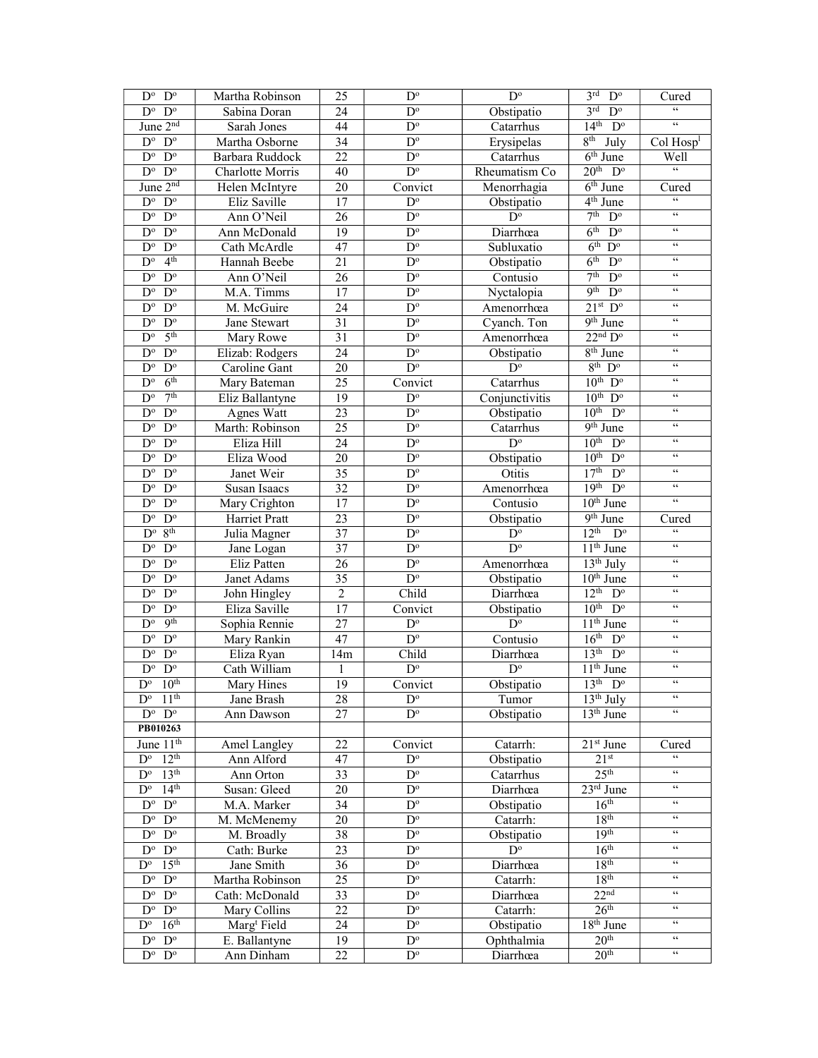| Dº Dº | Martha Robinson | 25 | Dº | Dº | 3rd Dº | Cured |
|---|---|---|---|---|---|---|
| Dº Dº | Sabina Doran | 24 | Dº | Obstipatio | 3rd Dº | " |
| June 2nd | Sarah Jones | 44 | Dº | Catarrhus | 14th Dº | " |
| Dº Dº | Martha Osborne | 34 | Dº | Erysipelas | 8th July | Col Hospl |
| Dº Dº | Barbara Ruddock | 22 | Dº | Catarrhus | 6th June | Well |
| Dº Dº | Charlotte Morris | 40 | Dº | Rheumatism Co | 20th Dº | " |
| June 2nd | Helen McIntyre | 20 | Convict | Menorrhagia | 6th June | Cured |
| Dº Dº | Eliz Saville | 17 | Dº | Obstipatio | 4th June | " |
| Dº Dº | Ann O'Neil | 26 | Dº | Dº | 7th Dº | " |
| Dº Dº | Ann McDonald | 19 | Dº | Diarrhœa | 6th Dº | " |
| Dº Dº | Cath McArdle | 47 | Dº | Subluxatio | 6th Dº | " |
| Dº 4th | Hannah Beebe | 21 | Dº | Obstipatio | 6th Dº | " |
| Dº Dº | Ann O'Neil | 26 | Dº | Contusio | 7th Dº | " |
| Dº Dº | M.A. Timms | 17 | Dº | Nyctalopia | 9th Dº | " |
| Dº Dº | M. McGuire | 24 | Dº | Amenorrhœa | 21st Dº | " |
| Dº Dº | Jane Stewart | 31 | Dº | Cyanch. Ton | 9th June | " |
| Dº 5th | Mary Rowe | 31 | Dº | Amenorrhœa | 22nd Dº | " |
| Dº Dº | Elizab: Rodgers | 24 | Dº | Obstipatio | 8th June | " |
| Dº Dº | Caroline Gant | 20 | Dº | Dº | 8th Dº | " |
| Dº 6th | Mary Bateman | 25 | Convict | Catarrhus | 10th Dº | " |
| Dº 7th | Eliz Ballantyne | 19 | Dº | Conjunctivitis | 10th Dº | " |
| Dº Dº | Agnes Watt | 23 | Dº | Obstipatio | 10th Dº | " |
| Dº Dº | Marth: Robinson | 25 | Dº | Catarrhus | 9th June | " |
| Dº Dº | Eliza Hill | 24 | Dº | Dº | 10th Dº | " |
| Dº Dº | Eliza Wood | 20 | Dº | Obstipatio | 10th Dº | " |
| Dº Dº | Janet Weir | 35 | Dº | Otitis | 17th Dº | " |
| Dº Dº | Susan Isaacs | 32 | Dº | Amenorrhœa | 19th Dº | " |
| Dº Dº | Mary Crighton | 17 | Dº | Contusio | 10th June | " |
| Dº Dº | Harriet Pratt | 23 | Dº | Obstipatio | 9th June | Cured |
| Dº 8th | Julia Magner | 37 | Dº | Dº | 12th Dº | " |
| Dº Dº | Jane Logan | 37 | Dº | Dº | 11th June | " |
| Dº Dº | Eliz Patten | 26 | Dº | Amenorrhœa | 13th July | " |
| Dº Dº | Janet Adams | 35 | Dº | Obstipatio | 10th June | " |
| Dº Dº | John Hingley | 2 | Child | Diarrhœa | 12th Dº | " |
| Dº Dº | Eliza Saville | 17 | Convict | Obstipatio | 10th Dº | " |
| Dº 9th | Sophia Rennie | 27 | Dº | Dº | 11th June | " |
| Dº Dº | Mary Rankin | 47 | Dº | Contusio | 16th Dº | " |
| Dº Dº | Eliza Ryan | 14m | Child | Diarrhœa | 13th Dº | " |
| Dº Dº | Cath William | 1 | Dº | Dº | 11th June | " |
| Dº 10th | Mary Hines | 19 | Convict | Obstipatio | 13th Dº | " |
| Dº 11th | Jane Brash | 28 | Dº | Tumor | 13th July | " |
| Dº Dº | Ann Dawson | 27 | Dº | Obstipatio | 13th June | " |
| **PB010263** | | | | | | |
| June 11th | Amel Langley | 22 | Convict | Catarrh: | 21st June | Cured |
| Dº 12th | Ann Alford | 47 | Dº | Obstipatio | 21st | " |
| Dº 13th | Ann Orton | 33 | Dº | Catarrhus | 25th | " |
| Dº 14th | Susan: Gleed | 20 | Dº | Diarrhœa | 23rd June | " |
| Dº Dº | M.A. Marker | 34 | Dº | Obstipatio | 16th | " |
| Dº Dº | M. McMenemy | 20 | Dº | Catarrh: | 18th | " |
| Dº Dº | M. Broadly | 38 | Dº | Obstipatio | 19th | " |
| Dº Dº | Cath: Burke | 23 | Dº | Dº | 16th | " |
| Dº 15th | Jane Smith | 36 | Dº | Diarrhœa | 18th | " |
| Dº Dº | Martha Robinson | 25 | Dº | Catarrh: | 18th | " |
| Dº Dº | Cath: McDonald | 33 | Dº | Diarrhœa | 22nd | " |
| Dº Dº | Mary Collins | 22 | Dº | Catarrh: | 26th | " |
| Dº 16th | Margt Field | 24 | Dº | Obstipatio | 18th June | " |
| Dº Dº | E. Ballantyne | 19 | Dº | Ophthalmia | 20th | " |
| Dº Dº | Ann Dinham | 22 | Dº | Diarrhœa | 20th | " |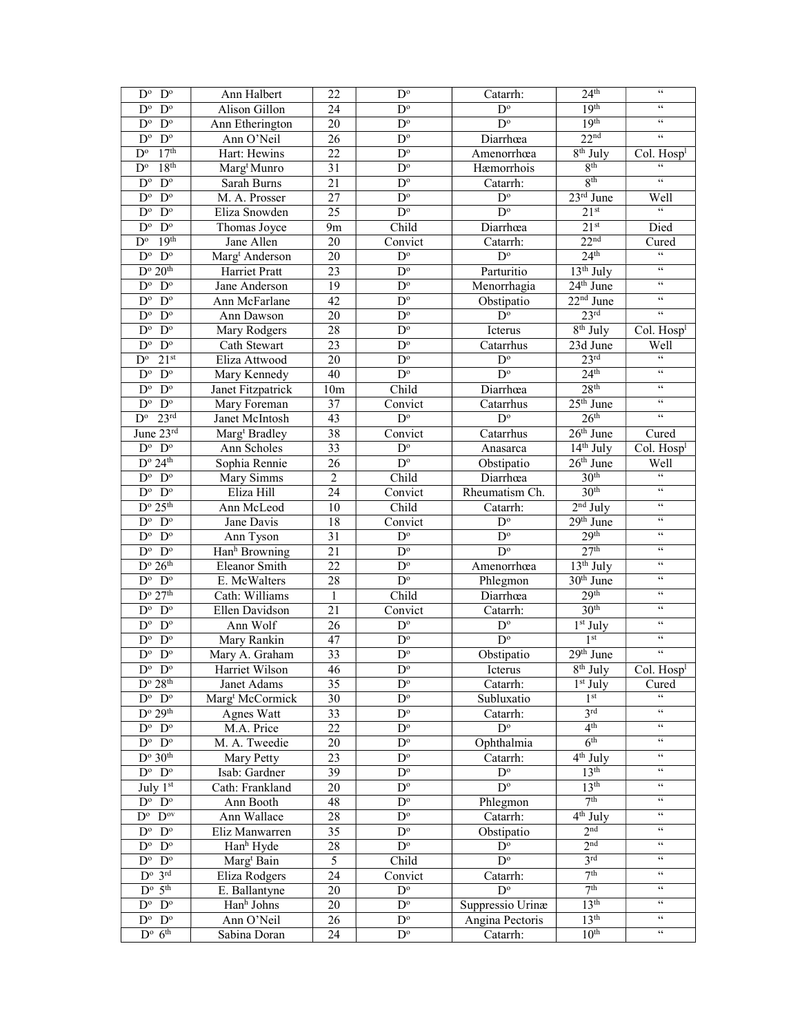| | | | | | | |
|---|---|---|---|---|---|---|
| D° D° | Ann Halbert | 22 | D° | Catarrh: | 24th | " |
| D° D° | Alison Gillon | 24 | D° | D° | 19th | " |
| D° D° | Ann Etherington | 20 | D° | D° | 19th | " |
| D° D° | Ann O'Neil | 26 | D° | Diarrhœa | 22nd | " |
| D° 17th | Hart: Hewins | 22 | D° | Amenorrhœa | 8th July | Col. Hospl |
| D° 18th | Margt Munro | 31 | D° | Hæmorrhois | 8th | " |
| D° D° | Sarah Burns | 21 | D° | Catarrh: | 8th | " |
| D° D° | M. A. Prosser | 27 | D° | D° | 23rd June | Well |
| D° D° | Eliza Snowden | 25 | D° | D° | 21st | " |
| D° D° | Thomas Joyce | 9m | Child | Diarrhœa | 21st | Died |
| D° 19th | Jane Allen | 20 | Convict | Catarrh: | 22nd | Cured |
| D° D° | Margt Anderson | 20 | D° | D° | 24th | " |
| D° 20th | Harriet Pratt | 23 | D° | Parturitio | 13th July | " |
| D° D° | Jane Anderson | 19 | D° | Menorrhagia | 24th June | " |
| D° D° | Ann McFarlane | 42 | D° | Obstipatio | 22nd June | " |
| D° D° | Ann Dawson | 20 | D° | D° | 23rd | " |
| D° D° | Mary Rodgers | 28 | D° | Icterus | 8th July | Col. Hospl |
| D° D° | Cath Stewart | 23 | D° | Catarrhus | 23d June | Well |
| D° 21st | Eliza Attwood | 20 | D° | D° | 23rd | " |
| D° D° | Mary Kennedy | 40 | D° | D° | 24th | " |
| D° D° | Janet Fitzpatrick | 10m | Child | Diarrhœa | 28th | " |
| D° D° | Mary Foreman | 37 | Convict | Catarrhus | 25th June | " |
| D° 23rd | Janet McIntosh | 43 | D° | D° | 26th | " |
| June 23rd | Margt Bradley | 38 | Convict | Catarrhus | 26th June | Cured |
| D° D° | Ann Scholes | 33 | D° | Anasarca | 14th July | Col. Hospl |
| D° 24th | Sophia Rennie | 26 | D° | Obstipatio | 26th June | Well |
| D° D° | Mary Simms | 2 | Child | Diarrhœa | 30th | " |
| D° D° | Eliza Hill | 24 | Convict | Rheumatism Ch. | 30th | " |
| D° 25th | Ann McLeod | 10 | Child | Catarrh: | 2nd July | " |
| D° D° | Jane Davis | 18 | Convict | D° | 29th June | " |
| D° D° | Ann Tyson | 31 | D° | D° | 29th | " |
| D° D° | Hanh Browning | 21 | D° | D° | 27th | " |
| D° 26th | Eleanor Smith | 22 | D° | Amenorrhœa | 13th July | " |
| D° D° | E. McWalters | 28 | D° | Phlegmon | 30th June | " |
| D° 27th | Cath: Williams | 1 | Child | Diarrhœa | 29th | " |
| D° D° | Ellen Davidson | 21 | Convict | Catarrh: | 30th | " |
| D° D° | Ann Wolf | 26 | D° | D° | 1st July | " |
| D° D° | Mary Rankin | 47 | D° | D° | 1st | " |
| D° D° | Mary A. Graham | 33 | D° | Obstipatio | 29th June | " |
| D° D° | Harriet Wilson | 46 | D° | Icterus | 8th July | Col. Hospl |
| D° 28th | Janet Adams | 35 | D° | Catarrh: | 1st July | Cured |
| D° D° | Margt McCormick | 30 | D° | Subluxatio | 1st | " |
| D° 29th | Agnes Watt | 33 | D° | Catarrh: | 3rd | " |
| D° D° | M.A. Price | 22 | D° | D° | 4th | " |
| D° D° | M. A. Tweedie | 20 | D° | Ophthalmia | 6th | " |
| D° 30th | Mary Petty | 23 | D° | Catarrh: | 4th July | " |
| D° D° | Isab: Gardner | 39 | D° | D° | 13th | " |
| July 1st | Cath: Frankland | 20 | D° | D° | 13th | " |
| D° D° | Ann Booth | 48 | D° | Phlegmon | 7th | " |
| D° D°v | Ann Wallace | 28 | D° | Catarrh: | 4th July | " |
| D° D° | Eliz Manwarren | 35 | D° | Obstipatio | 2nd | " |
| D° D° | Hanh Hyde | 28 | D° | D° | 2nd | " |
| D° D° | Margt Bain | 5 | Child | D° | 3rd | " |
| D° 3rd | Eliza Rodgers | 24 | Convict | Catarrh: | 7th | " |
| D° 5th | E. Ballantyne | 20 | D° | D° | 7th | " |
| D° D° | Hanh Johns | 20 | D° | Suppressio Urinæ | 13th | " |
| D° D° | Ann O'Neil | 26 | D° | Angina Pectoris | 13th | " |
| D° 6th | Sabina Doran | 24 | D° | Catarrh: | 10th | " |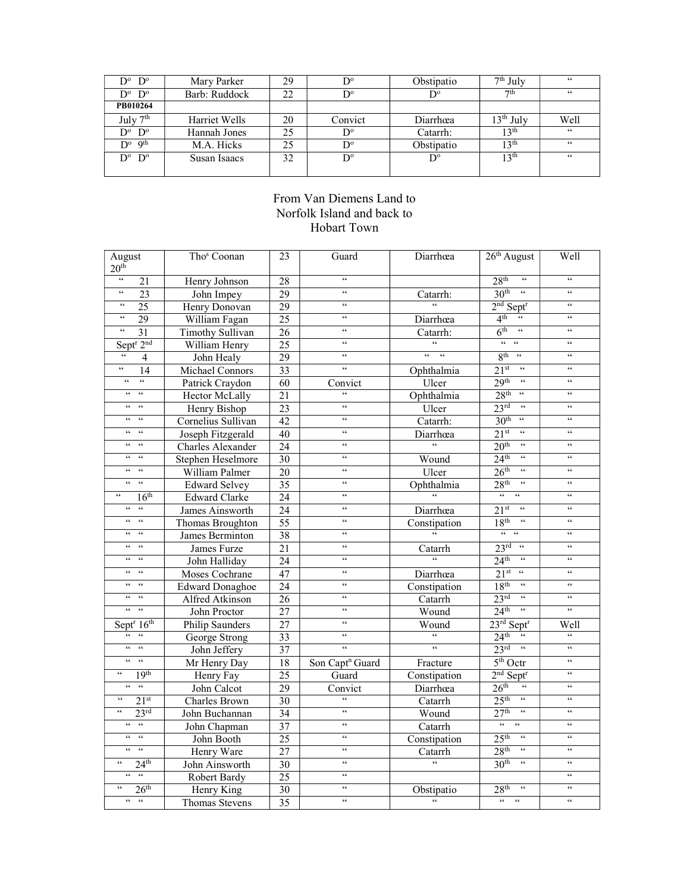| | | | | | | |
|---|---|---|---|---|---|---|
| Dº Dº | Mary Parker | 29 | Dº | Obstipatio | 7th July | " |
| Dº Dº | Barb: Ruddock | 22 | Dº | Dº | 7th | " |
| **PB010264** | | | | | | |
| July 7th | Harriet Wells | 20 | Convict | Diarrhœa | 13th July | Well |
| Dº Dº | Hannah Jones | 25 | Dº | Catarrh: | 13th | " |
| Dº 9th | M.A. Hicks | 25 | Dº | Obstipatio | 13th | " |
| Dº Dº | Susan Isaacs | 32 | Dº | Dº | 13th | " |

From Van Diemens Land to
Norfolk Island and back to
Hobart Town

| | | | | | | |
|---|---|---|---|---|---|---|
| August 20th | Thos Coonan | 23 | Guard | Diarrhœa | 26th August | Well |
| " 21 | Henry Johnson | 28 | " | | 28th " | " |
| " 23 | John Impey | 29 | " | Catarrh: | 30th " | " |
| " 25 | Henry Donovan | 29 | " | " | 2nd Septr | " |
| " 29 | William Fagan | 25 | " | Diarrhœa | 4th " | " |
| " 31 | Timothy Sullivan | 26 | " | Catarrh: | 6th " | " |
| Septr 2nd | William Henry | 25 | " | " | " " | " |
| " 4 | John Healy | 29 | " | " " | 8th " | " |
| " 14 | Michael Connors | 33 | " | Ophthalmia | 21st " | " |
| " " | Patrick Craydon | 60 | Convict | Ulcer | 29th " | " |
| " " | Hector McLally | 21 | " | Ophthalmia | 28th " | " |
| " " | Henry Bishop | 23 | " | Ulcer | 23rd " | " |
| " " | Cornelius Sullivan | 42 | " | Catarrh: | 30th " | " |
| " " | Joseph Fitzgerald | 40 | " | Diarrhœa | 21st " | " |
| " " | Charles Alexander | 24 | " | " | 20th " | " |
| " " | Stephen Heselmore | 30 | " | Wound | 24th " | " |
| " " | William Palmer | 20 | " | Ulcer | 26th " | " |
| " " | Edward Selvey | 35 | " | Ophthalmia | 28th " | " |
| " 16th | Edward Clarke | 24 | " | " | " " | " |
| " " | James Ainsworth | 24 | " | Diarrhœa | 21st " | " |
| " " | Thomas Broughton | 55 | " | Constipation | 18th " | " |
| " " | James Berminton | 38 | " | " | " " | " |
| " " | James Furze | 21 | " | Catarrh | 23rd " | " |
| " " | John Halliday | 24 | " | " | 24th " | " |
| " " | Moses Cochrane | 47 | " | Diarrhœa | 21st " | " |
| " " | Edward Donaghoe | 24 | " | Constipation | 18th " | " |
| " " | Alfred Atkinson | 26 | " | Catarrh | 23rd " | " |
| " " | John Proctor | 27 | " | Wound | 24th " | " |
| Septr 16th | Philip Saunders | 27 | " | Wound | 23rd Septr | Well |
| " " | George Strong | 33 | " | " | 24th " | " |
| " " | John Jeffery | 37 | " | " | 23rd " | " |
| " " | Mr Henry Day | 18 | Son Captn Guard | Fracture | 5th Octr | " |
| " 19th | Henry Fay | 25 | Guard | Constipation | 2nd Septr | " |
| " " | John Calcot | 29 | Convict | Diarrhœa | 26th " | " |
| " 21st | Charles Brown | 30 | " | Catarrh | 25th " | " |
| " 23rd | John Buchannan | 34 | " | Wound | 27th " | " |
| " " | John Chapman | 37 | " | Catarrh | " " | " |
| " " | John Booth | 25 | " | Constipation | 25th " | " |
| " " | Henry Ware | 27 | " | Catarrh | 28th " | " |
| " 24th | John Ainsworth | 30 | " | " | 30th " | " |
| " " | Robert Bardy | 25 | " | | | " |
| " 26th | Henry King | 30 | " | Obstipatio | 28th " | " |
| " " | Thomas Stevens | 35 | " | " | " " | " |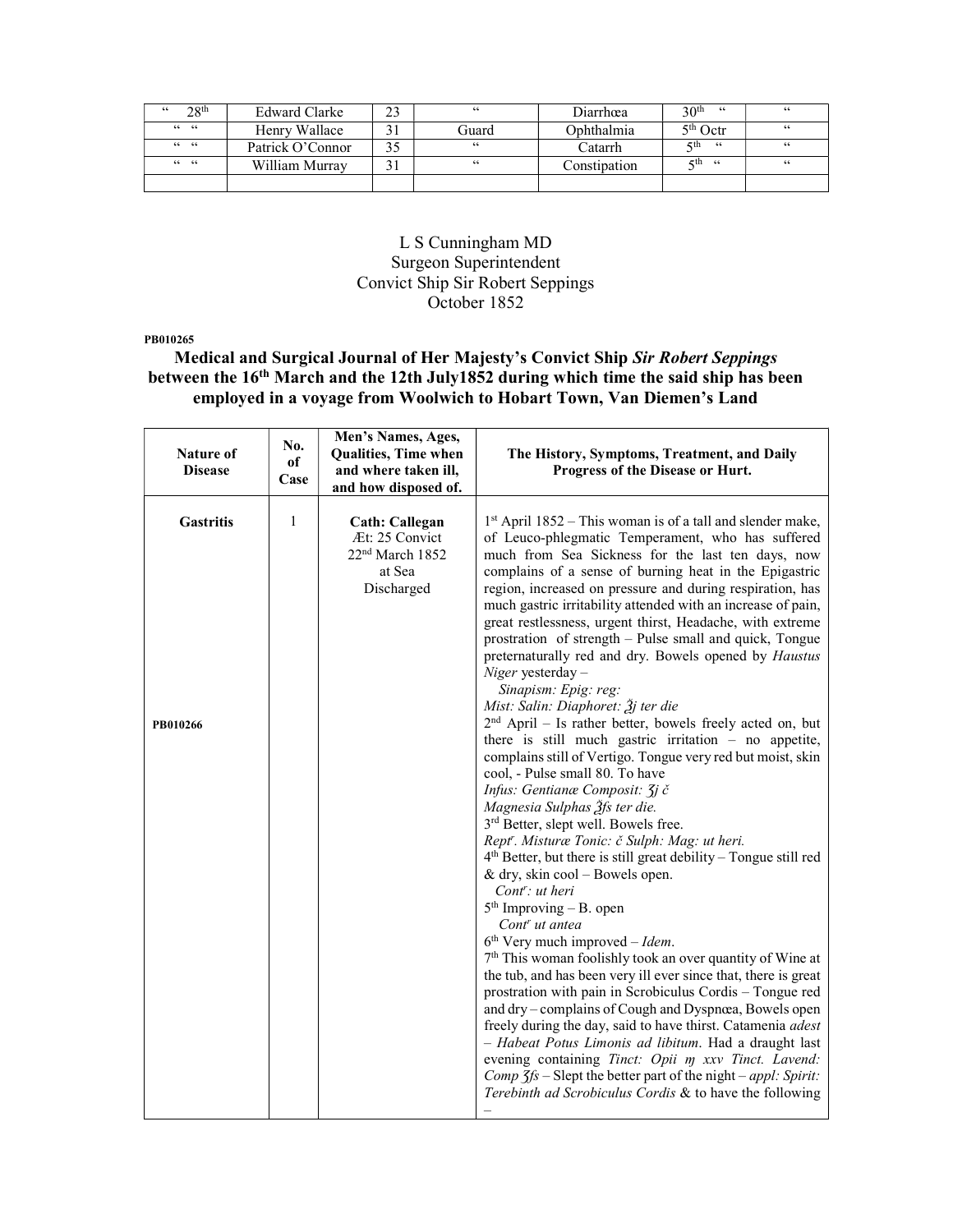| “ 28th | Edward Clarke | 23 | “ | Diarrhœa | 30th “ | “ |
|---|---|---|---|---|---|---|
| “ “ | Henry Wallace | 31 | Guard | Ophthalmia | 5th Octr | “ |
| “ “ | Patrick O’Connor | 35 | “ | Catarrh | 5th “ | “ |
| “ “ | William Murray | 31 | “ | Constipation | 5th “ | “ |
| | | | | | | |

L S Cunningham MD
Surgeon Superintendent
Convict Ship Sir Robert Seppings
October 1852

**PB010265**

## Medical and Surgical Journal of Her Majesty’s Convict Ship *Sir Robert Seppings* between the 16th March and the 12th July1852 during which time the said ship has been employed in a voyage from Woolwich to Hobart Town, Van Diemen’s Land

| Nature of Disease | No. of Case | Men’s Names, Ages, Qualities, Time when and where taken ill, and how disposed of. | The History, Symptoms, Treatment, and Daily Progress of the Disease or Hurt. |
|---|---|---|---|
| **Gastritis**<br><br>PB010266 | 1 | **Cath: Callegan**<br>Æt: 25 Convict<br>22nd March 1852<br>at Sea<br>Discharged | 1st April 1852 – This woman is of a tall and slender make, of Leuco-phlegmatic Temperament, who has suffered much from Sea Sickness for the last ten days, now complains of a sense of burning heat in the Epigastric region, increased on pressure and during respiration, has much gastric irritability attended with an increase of pain, great restlessness, urgent thirst, Headache, with extreme prostration of strength – Pulse small and quick, Tongue preternaturally red and dry. Bowels opened by *Haustus Niger* yesterday –<br>*Sinapism: Epig: reg:*<br>*Mist: Salin: Diaphoret: ℥j ter die*<br>2nd April – Is rather better, bowels freely acted on, but there is still much gastric irritation – no appetite, complains still of Vertigo. Tongue very red but moist, skin cool, - Pulse small 80. To have<br>*Infus: Gentianæ Composit: ℨj č*<br>*Magnesia Sulphas ℥fs ter die.*<br>3rd Better, slept well. Bowels free.<br>*Reptr. Misturæ Tonic: č Sulph: Mag: ut heri.*<br>4th Better, but there is still great debility – Tongue still red & dry, skin cool – Bowels open.<br>*Contr: ut heri*<br>5th Improving – B. open<br>*Contr ut antea*<br>6th Very much improved – *Idem*.<br>7th This woman foolishly took an over quantity of Wine at the tub, and has been very ill ever since that, there is great prostration with pain in Scrobiculus Cordis – Tongue red and dry – complains of Cough and Dyspnœa, Bowels open freely during the day, said to have thirst. Catamenia *adest* – *Habeat Potus Limonis ad libitum*. Had a draught last evening containing *Tinct: Opii ɱ xxv Tinct. Lavend: Comp ℨfs* – Slept the better part of the night – *appl: Spirit: Terebinth ad Scrobiculus Cordis* & to have the following – |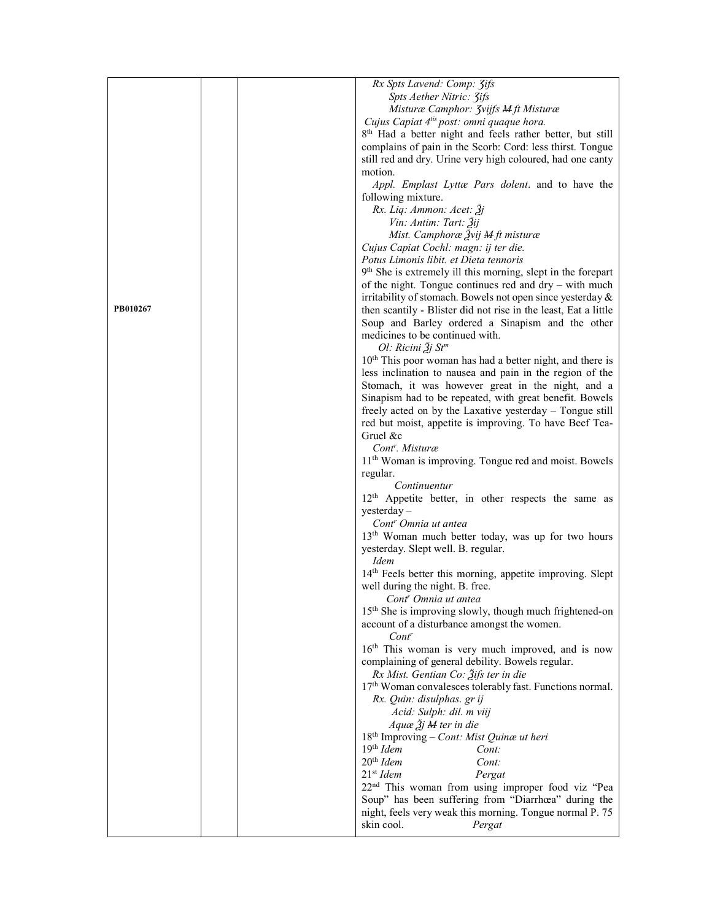| | | | |
|---|---|---|---|
| PB010267 | | | *Rx Spts Lavend: Comp: ʒifs*<br>*Spts Aether Nitric: ʒifs*<br>*Misturæ Camphor: ʒvijfs M ft Misturæ*<br>*Cujus Capiat 4tis post: omni quaque hora.*<br>8th Had a better night and feels rather better, but still complains of pain in the Scorb: Cord: less thirst. Tongue still red and dry. Urine very high coloured, had one canty motion.<br>*Appl. Emplast Lyttæ Pars dolent*. and to have the following mixture.<br>*Rx. Liq: Ammon: Acet: ℥j*<br>*Vin: Antim: Tart: ℥ij*<br>*Mist. Camphoræ ℥vij M ft misturæ*<br>*Cujus Capiat Cochl: magn: ij ter die.*<br>*Potus Limonis libit. et Dieta tennoris*<br>9th She is extremely ill this morning, slept in the forepart of the night. Tongue continues red and dry – with much irritability of stomach. Bowels not open since yesterday & then scantily - Blister did not rise in the least, Eat a little Soup and Barley ordered a Sinapism and the other medicines to be continued with.<br>*Ol: Ricini ℥j Stm*<br>10th This poor woman has had a better night, and there is less inclination to nausea and pain in the region of the Stomach, it was however great in the night, and a Sinapism had to be repeated, with great benefit. Bowels freely acted on by the Laxative yesterday – Tongue still red but moist, appetite is improving. To have Beef Tea-Gruel &c<br>*Contr. Misturæ*<br>11th Woman is improving. Tongue red and moist. Bowels regular.<br>*Continuentur*<br>12th Appetite better, in other respects the same as yesterday –<br>*Contr Omnia ut antea*<br>13th Woman much better today, was up for two hours yesterday. Slept well. B. regular.<br>*Idem*<br>14th Feels better this morning, appetite improving. Slept well during the night. B. free.<br>*Contr Omnia ut antea*<br>15th She is improving slowly, though much frightened-on account of a disturbance amongst the women.<br>*Contr*<br>16th This woman is very much improved, and is now complaining of general debility. Bowels regular.<br>*Rx Mist. Gentian Co: ℥ifs ter in die*<br>17th Woman convalesces tolerably fast. Functions normal.<br>*Rx. Quin: disulphas. gr ij*<br>*Acid: Sulph: dil. m viij*<br>*Aquæ ℥j M ter in die*<br>18th Improving – *Cont: Mist Quinæ ut heri*<br>19th *Idem* *Cont:*<br>20th *Idem* *Cont:*<br>21st *Idem* *Pergat*<br>22nd This woman from using improper food viz "Pea Soup" has been suffering from "Diarrhœa" during the night, feels very weak this morning. Tongue normal P. 75 skin cool. *Pergat* |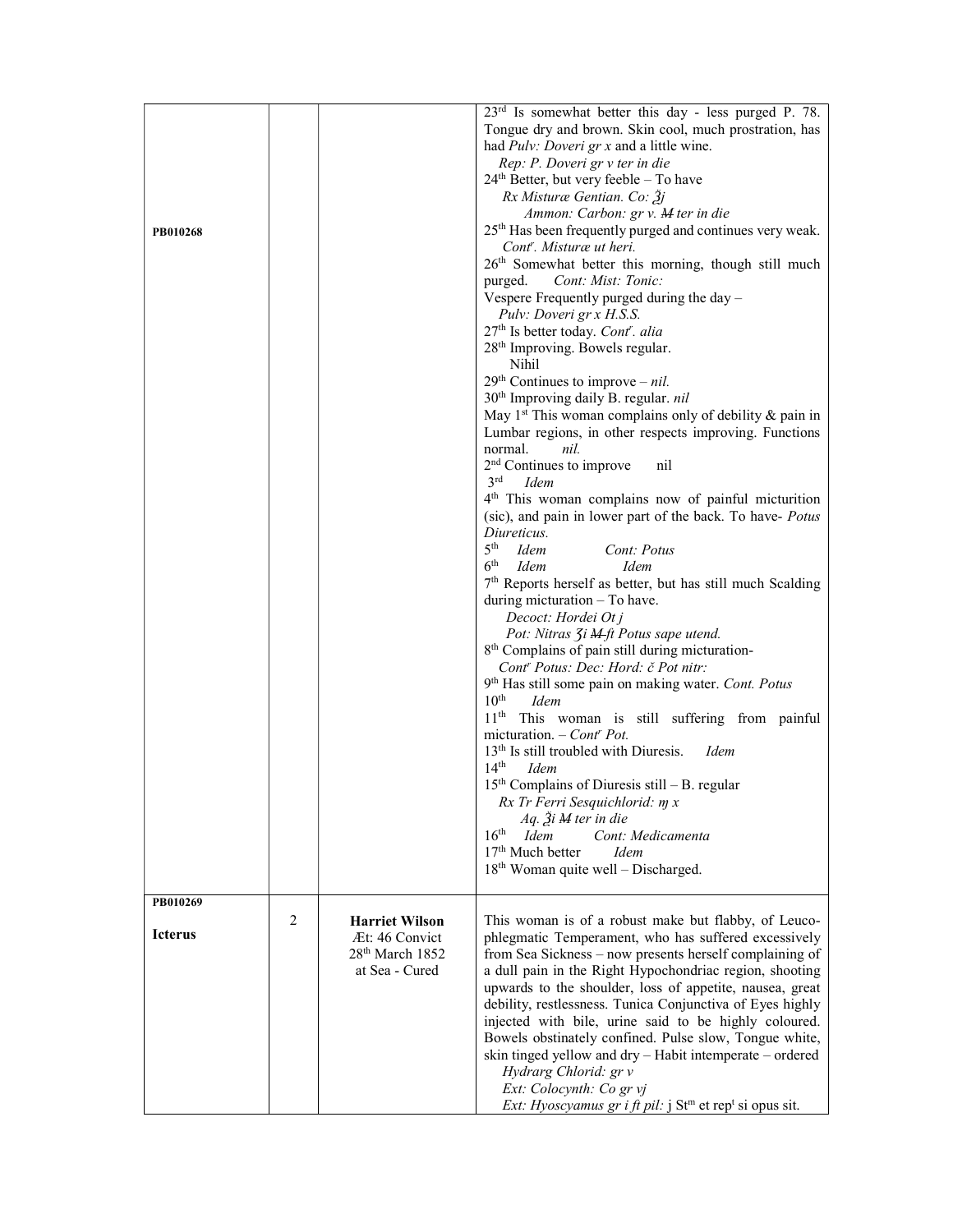| | | | |
|---|---|---|---|
| **PB010268** | | | 23rd Is somewhat better this day - less purged P. 78. Tongue dry and brown. Skin cool, much prostration, has had *Pulv: Doveri gr x* and a little wine.<br>*Rep: P. Doveri gr v ter in die*<br>24th Better, but very feeble – To have<br>*Rx Misturæ Gentian. Co: ℥j*<br>*Ammon: Carbon: gr v. ~~M~~ ter in die*<br>25th Has been frequently purged and continues very weak. *Contr. Misturæ ut heri.*<br>26th Somewhat better this morning, though still much purged. *Cont: Mist: Tonic:*<br>Vespere Frequently purged during the day –<br>*Pulv: Doveri gr x H.S.S.*<br>27th Is better today. *Contr. alia*<br>28th Improving. Bowels regular.<br>Nihil<br>29th Continues to improve – *nil.*<br>30th Improving daily B. regular. *nil*<br>May 1st This woman complains only of debility & pain in Lumbar regions, in other respects improving. Functions normal. *nil.*<br>2nd Continues to improve nil<br>3rd *Idem*<br>4th This woman complains now of painful micturition (sic), and pain in lower part of the back. To have- *Potus Diureticus.*<br>5th *Idem* *Cont: Potus*<br>6th *Idem* *Idem*<br>7th Reports herself as better, but has still much Scalding during micturation – To have.<br>*Decoct: Hordei Ot j*<br>*Pot: Nitras ʒi ~~M~~ ft Potus sape utend.*<br>8th Complains of pain still during micturation-<br>*Contr Potus: Dec: Hord: č Pot nitr:*<br>9th Has still some pain on making water. *Cont. Potus*<br>10th *Idem*<br>11th This woman is still suffering from painful micturation. – *Contr Pot.*<br>13th Is still troubled with Diuresis. *Idem*<br>14th *Idem*<br>15th Complains of Diuresis still – B. regular<br>*Rx Tr Ferri Sesquichlorid: ɱ x*<br>*Aq. ℥i ~~M~~ ter in die*<br>16th *Idem* *Cont: Medicamenta*<br>17th Much better *Idem*<br>18th Woman quite well – Discharged. |
| **PB010269**<br><br>**Icterus** | 2 | **Harriet Wilson**<br>Æt: 46 Convict<br>28th March 1852<br>at Sea - Cured | This woman is of a robust make but flabby, of Leuco-phlegmatic Temperament, who has suffered excessively from Sea Sickness – now presents herself complaining of a dull pain in the Right Hypochondriac region, shooting upwards to the shoulder, loss of appetite, nausea, great debility, restlessness. Tunica Conjunctiva of Eyes highly injected with bile, urine said to be highly coloured. Bowels obstinately confined. Pulse slow, Tongue white, skin tinged yellow and dry – Habit intemperate – ordered<br>*Hydrarg Chlorid: gr v*<br>*Ext: Colocynth: Co gr vj*<br>*Ext: Hyoscyamus gr i ft pil:* j Stm et rept si opus sit. |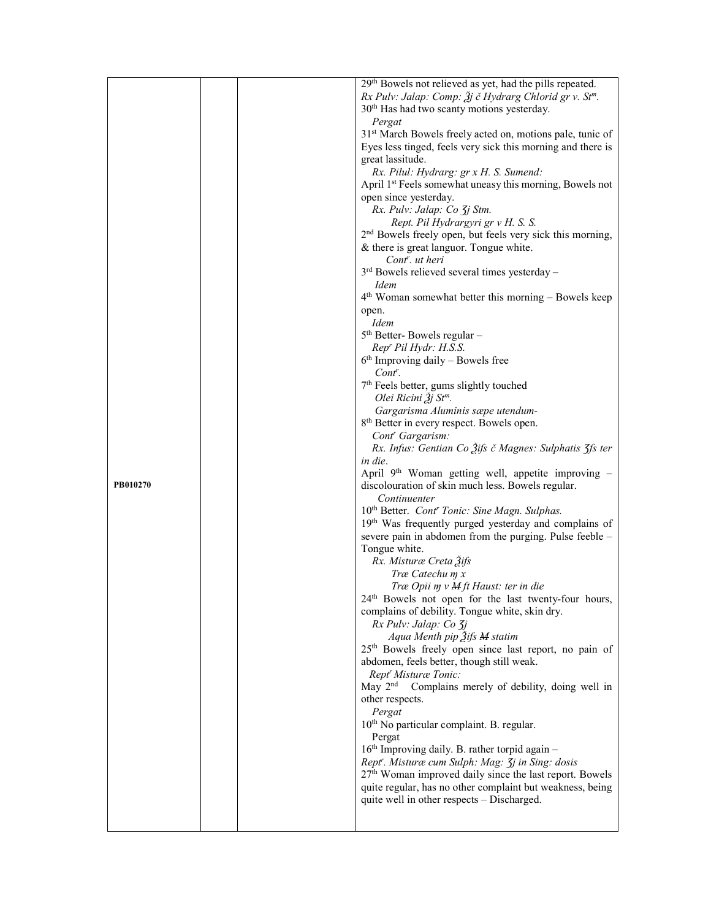| | | | |
|---|---|---|---|
| PB010270 | | | 29th Bowels not relieved as yet, had the pills repeated.<br>*Rx Pulv: Jalap: Comp: ʒ̄j č Hydrarg Chlorid gr v. Stm.*<br>30th Has had two scanty motions yesterday.<br>*Pergat*<br>31st March Bowels freely acted on, motions pale, tunic of Eyes less tinged, feels very sick this morning and there is great lassitude.<br>*Rx. Pilul: Hydrarg: gr x H. S. Sumend:*<br>April 1st Feels somewhat uneasy this morning, Bowels not open since yesterday.<br>*Rx. Pulv: Jalap: Co ʒj Stm.*<br>*Rept. Pil Hydrargyri gr v H. S. S.*<br>2nd Bowels freely open, but feels very sick this morning, & there is great languor. Tongue white.<br>*Contr. ut heri*<br>3rd Bowels relieved several times yesterday –<br>*Idem*<br>4th Woman somewhat better this morning – Bowels keep open.<br>*Idem*<br>5th Better- Bowels regular –<br>*Repr Pil Hydr: H.S.S.*<br>6th Improving daily – Bowels free<br>*Contr.*<br>7th Feels better, gums slightly touched<br>*Olei Ricini ʒ̄j Stm.*<br>*Gargarisma Aluminis sæpe utendum-*<br>8th Better in every respect. Bowels open.<br>*Contr Gargarism:*<br>*Rx. Infus: Gentian Co ʒ̄ifs č Magnes: Sulphatis ʒfs ter in die.*<br>April 9th Woman getting well, appetite improving – discolouration of skin much less. Bowels regular.<br>*Continuenter*<br>10th Better. *Contr Tonic: Sine Magn. Sulphas.*<br>19th Was frequently purged yesterday and complains of severe pain in abdomen from the purging. Pulse feeble – Tongue white.<br>*Rx. Misturæ Creta ʒ̄ifs*<br>*Træ Catechu ɱ x*<br>*Træ Opii ɱ v M ft Haust: ter in die*<br>24th Bowels not open for the last twenty-four hours, complains of debility. Tongue white, skin dry.<br>*Rx Pulv: Jalap: Co ʒj*<br>*Aqua Menth pip ʒ̄ifs M statim*<br>25th Bowels freely open since last report, no pain of abdomen, feels better, though still weak.<br>*Reptr Misturæ Tonic:*<br>May 2nd Complains merely of debility, doing well in other respects.<br>*Pergat*<br>10th No particular complaint. B. regular.<br>Pergat<br>16th Improving daily. B. rather torpid again –<br>*Reptr. Misturæ cum Sulph: Mag: ʒj in Sing: dosis*<br>27th Woman improved daily since the last report. Bowels quite regular, has no other complaint but weakness, being quite well in other respects – Discharged. |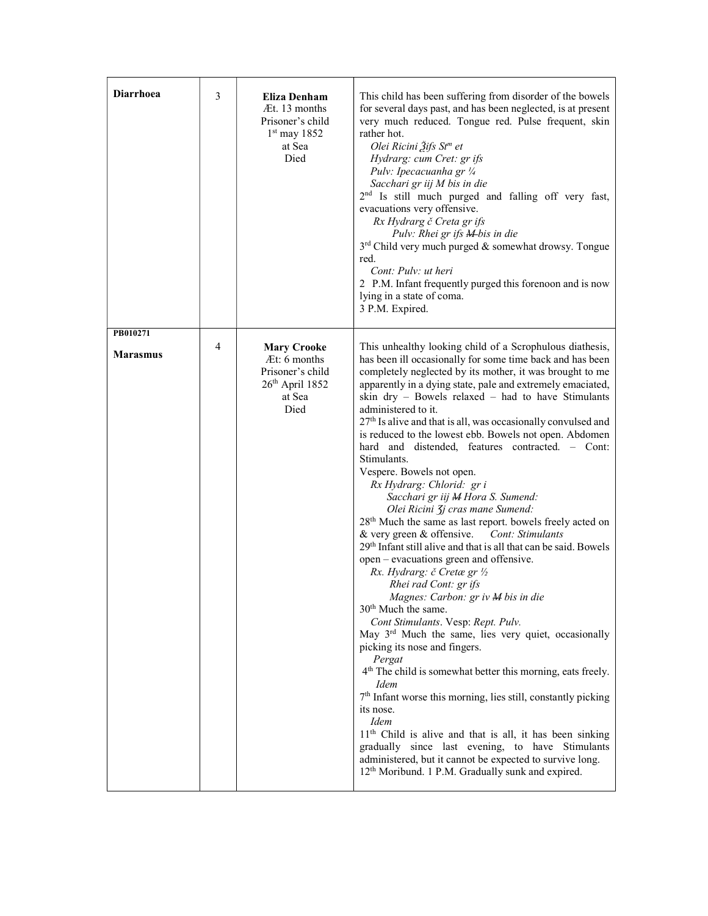| | | | |
|---|---|---|---|
| **Diarrhoea** | 3 | **Eliza Denham**<br>Æt. 13 months<br>Prisoner's child<br>1st may 1852<br>at Sea<br>Died | This child has been suffering from disorder of the bowels for several days past, and has been neglected, is at present very much reduced. Tongue red. Pulse frequent, skin rather hot.<br>*Olei Ricini ℥ifs Stm et*<br>*Hydrarg: cum Cret: gr ifs*<br>*Pulv: Ipecacuanha gr ¼*<br>*Sacchari gr iij M bis in die*<br>2nd Is still much purged and falling off very fast, evacuations very offensive.<br>*Rx Hydrarg č Creta gr ifs*<br>*Pulv: Rhei gr ifs ~~M~~ bis in die*<br>3rd Child very much purged & somewhat drowsy. Tongue red.<br>*Cont: Pulv: ut heri*<br>2 P.M. Infant frequently purged this forenoon and is now lying in a state of coma.<br>3 P.M. Expired. |
| **PB010271**<br><br>**Marasmus** | 4 | **Mary Crooke**<br>Æt: 6 months<br>Prisoner's child<br>26th April 1852<br>at Sea<br>Died | This unhealthy looking child of a Scrophulous diathesis, has been ill occasionally for some time back and has been completely neglected by its mother, it was brought to me apparently in a dying state, pale and extremely emaciated, skin dry – Bowels relaxed – had to have Stimulants administered to it.<br>27th Is alive and that is all, was occasionally convulsed and is reduced to the lowest ebb. Bowels not open. Abdomen hard and distended, features contracted. – Cont: Stimulants.<br>Vespere. Bowels not open.<br>*Rx Hydrarg: Chlorid: gr i*<br>*Sacchari gr iij ~~M~~ Hora S. Sumend:*<br>*Olei Ricini ℨj cras mane Sumend:*<br>28th Much the same as last report. bowels freely acted on & very green & offensive. *Cont: Stimulants*<br>29th Infant still alive and that is all that can be said. Bowels open – evacuations green and offensive.<br>*Rx. Hydrarg: č Cretæ gr ½*<br>*Rhei rad Cont: gr ifs*<br>*Magnes: Carbon: gr iv ~~M~~ bis in die*<br>30th Much the same.<br>*Cont Stimulants*. Vesp: *Rept. Pulv.*<br>May 3rd Much the same, lies very quiet, occasionally picking its nose and fingers.<br>*Pergat*<br>4th The child is somewhat better this morning, eats freely.<br>*Idem*<br>7th Infant worse this morning, lies still, constantly picking its nose.<br>*Idem*<br>11th Child is alive and that is all, it has been sinking gradually since last evening, to have Stimulants administered, but it cannot be expected to survive long.<br>12th Moribund. 1 P.M. Gradually sunk and expired. |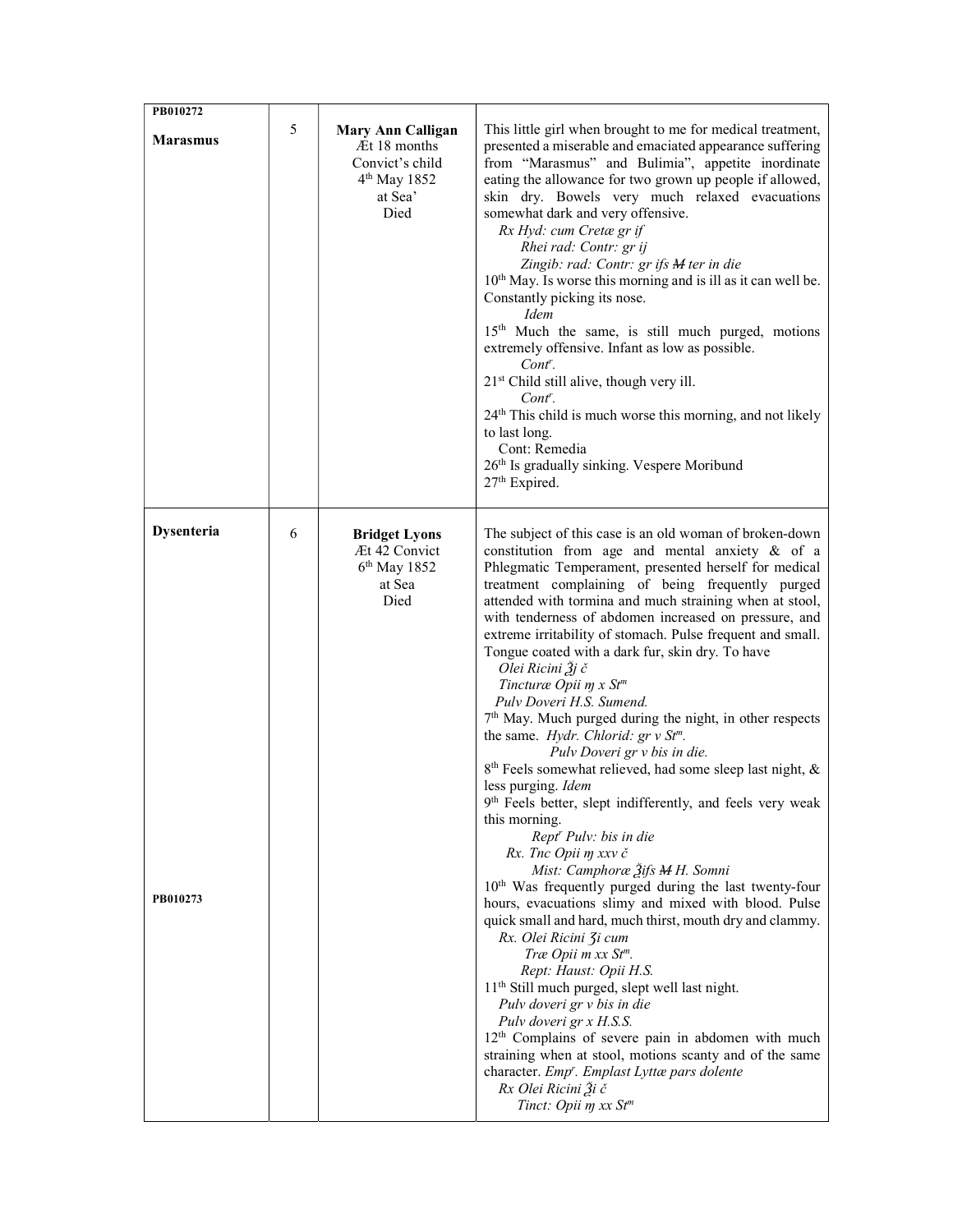| | | | |
|---|---|---|---|
| PB010272<br><br>**Marasmus** | 5 | **Mary Ann Calligan**<br>Æt 18 months<br>Convict's child<br>4th May 1852<br>at Sea'<br>Died | This little girl when brought to me for medical treatment, presented a miserable and emaciated appearance suffering from "Marasmus" and Bulimia", appetite inordinate eating the allowance for two grown up people if allowed, skin dry. Bowels very much relaxed evacuations somewhat dark and very offensive.<br>*Rx Hyd: cum Cretæ gr if*<br>*Rhei rad: Contr: gr ij*<br>*Zingib: rad: Contr: gr ifs ~~M~~ ter in die*<br>10th May. Is worse this morning and is ill as it can well be. Constantly picking its nose.<br>*Idem*<br>15th Much the same, is still much purged, motions extremely offensive. Infant as low as possible.<br>*Contr.*<br>21st Child still alive, though very ill.<br>*Contr.*<br>24th This child is much worse this morning, and not likely to last long.<br>Cont: Remedia<br>26th Is gradually sinking. Vespere Moribund<br>27th Expired. |
| **Dysenteria**<br><br>PB010273 | 6 | **Bridget Lyons**<br>Æt 42 Convict<br>6th May 1852<br>at Sea<br>Died | The subject of this case is an old woman of broken-down constitution from age and mental anxiety & of a Phlegmatic Temperament, presented herself for medical treatment complaining of being frequently purged attended with tormina and much straining when at stool, with tenderness of abdomen increased on pressure, and extreme irritability of stomach. Pulse frequent and small. Tongue coated with a dark fur, skin dry. To have<br>*Olei Ricini ℥j č*<br>*Tincturæ Opii ɱ x Stm*<br>*Pulv Doveri H.S. Sumend.*<br>7th May. Much purged during the night, in other respects the same. *Hydr. Chlorid: gr v Stm.*<br>*Pulv Doveri gr v bis in die.*<br>8th Feels somewhat relieved, had some sleep last night, & less purging. *Idem*<br>9th Feels better, slept indifferently, and feels very weak this morning.<br>*Reptr Pulv: bis in die*<br>*Rx. Tnc Opii ɱ xxv č*<br>*Mist: Camphoræ ℥ifs ~~M~~ H. Somni*<br>10th Was frequently purged during the last twenty-four hours, evacuations slimy and mixed with blood. Pulse quick small and hard, much thirst, mouth dry and clammy.<br>*Rx. Olei Ricini Ʒi cum*<br>*Træ Opii m xx Stm.*<br>*Rept: Haust: Opii H.S.*<br>11th Still much purged, slept well last night.<br>*Pulv doveri gr v bis in die*<br>*Pulv doveri gr x H.S.S.*<br>12th Complains of severe pain in abdomen with much straining when at stool, motions scanty and of the same character. *Empr. Emplast Lyttæ pars dolente*<br>*Rx Olei Ricini ℥i č*<br>*Tinct: Opii ɱ xx Stm* |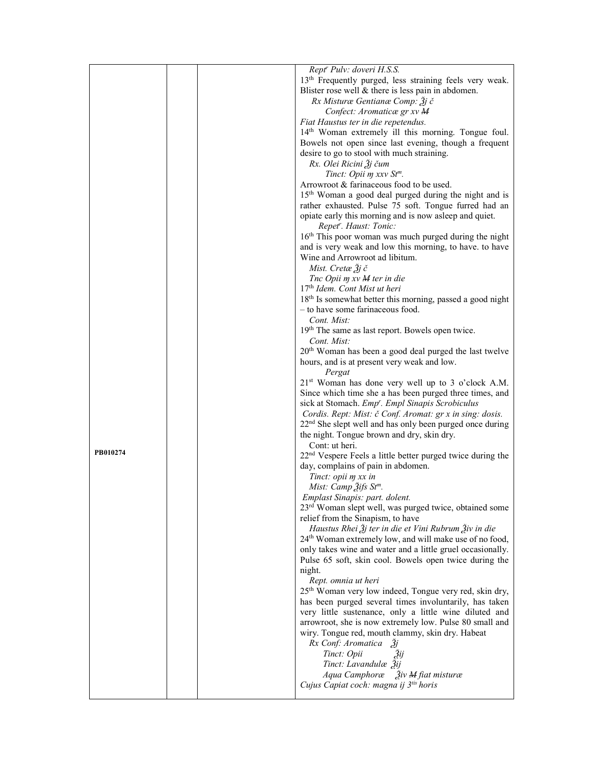| | | | |
|---|---|---|---|
| PB010274 | | | *Rept$^{r}$ Pulv: doveri H.S.S.*<br>13$^{th}$ Frequently purged, less straining feels very weak. Blister rose well & there is less pain in abdomen.<br>*Rx Misturæ Gentianæ Comp: ℥j č*<br>*Confect: Aromaticæ gr xv ~~M~~*<br>*Fiat Haustus ter in die repetendus.*<br>14$^{th}$ Woman extremely ill this morning. Tongue foul. Bowels not open since last evening, though a frequent desire to go to stool with much straining.<br>*Rx. Olei Ricini ℥j čum*<br>*Tinct: Opii ɱ xxv St$^{m}$.*<br>Arrowroot & farinaceous food to be used.<br>15$^{th}$ Woman a good deal purged during the night and is rather exhausted. Pulse 75 soft. Tongue furred had an opiate early this morning and is now asleep and quiet.<br>*Repet$^{r}$. Haust: Tonic:*<br>16$^{th}$ This poor woman was much purged during the night and is very weak and low this morning, to have. to have Wine and Arrowroot ad libitum.<br>*Mist. Cretæ ℥j č*<br>*Tnc Opii ɱ xv ~~M~~ ter in die*<br>17$^{th}$ *Idem. Cont Mist ut heri*<br>18$^{th}$ Is somewhat better this morning, passed a good night – to have some farinaceous food.<br>*Cont. Mist:*<br>19$^{th}$ The same as last report. Bowels open twice.<br>*Cont. Mist:*<br>20$^{th}$ Woman has been a good deal purged the last twelve hours, and is at present very weak and low.<br>*Pergat*<br>21$^{st}$ Woman has done very well up to 3 o'clock A.M. Since which time she a has been purged three times, and sick at Stomach. *Emp$^{r}$. Empl Sinapis Scrobiculus Cordis. Rept: Mist: č Conf. Aromat: gr x in sing: dosis.*<br>22$^{nd}$ She slept well and has only been purged once during the night. Tongue brown and dry, skin dry.<br>Cont: ut heri.<br>22$^{nd}$ Vespere Feels a little better purged twice during the day, complains of pain in abdomen.<br>*Tinct: opii ɱ xx in*<br>*Mist: Camp ℥ifs St$^{m}$.*<br>*Emplast Sinapis: part. dolent.*<br>23$^{rd}$ Woman slept well, was purged twice, obtained some relief from the Sinapism, to have<br>*Haustus Rhei ℥j ter in die et Vini Rubrum ℥iv in die*<br>24$^{th}$ Woman extremely low, and will make use of no food, only takes wine and water and a little gruel occasionally. Pulse 65 soft, skin cool. Bowels open twice during the night.<br>*Rept. omnia ut heri*<br>25$^{th}$ Woman very low indeed, Tongue very red, skin dry, has been purged several times involuntarily, has taken very little sustenance, only a little wine diluted and arrowroot, she is now extremely low. Pulse 80 small and wiry. Tongue red, mouth clammy, skin dry. Habeat<br>*Rx Conf: Aromatica ℥j*<br>*Tinct: Opii ℥ij*<br>*Tinct: Lavandulæ ℥ij*<br>*Aqua Camphoræ ℥iv ~~M~~ fiat misturæ*<br>*Cujus Capiat coch: magna ij 3$^{tis}$ horis* |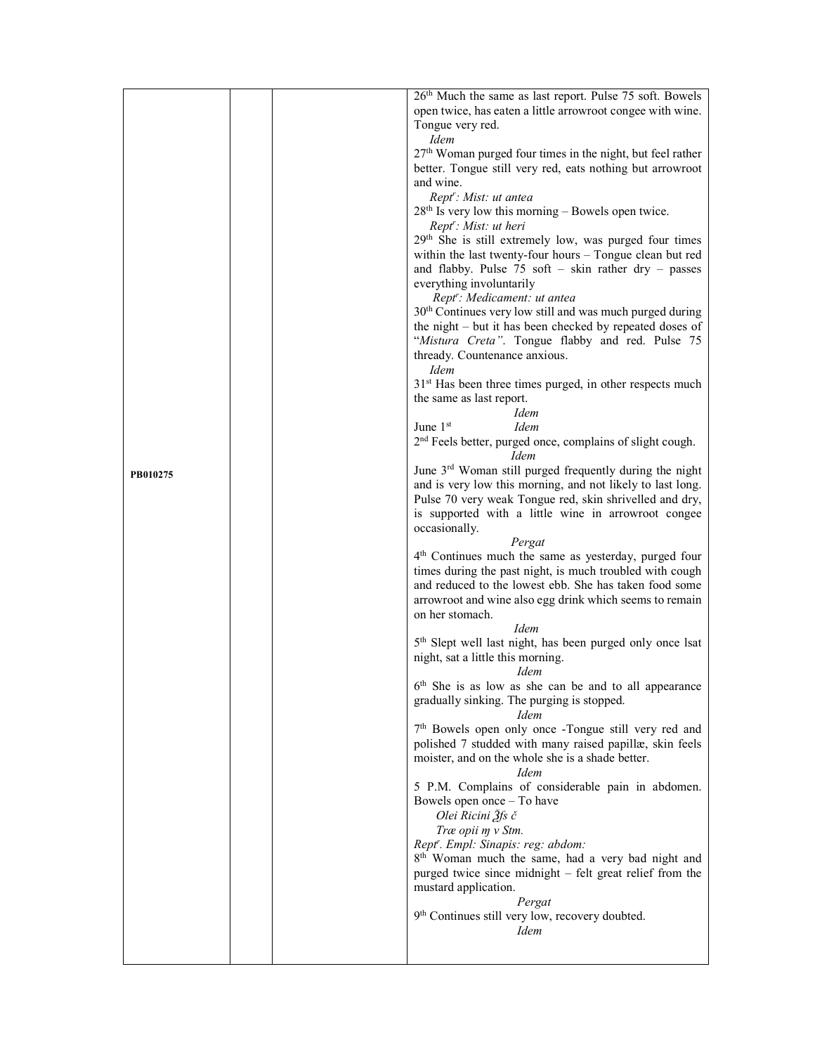| | | | |
|---|---|---|---|
| PB010275 | | | 26th Much the same as last report. Pulse 75 soft. Bowels open twice, has eaten a little arrowroot congee with wine. Tongue very red.<br>*Idem*<br>27th Woman purged four times in the night, but feel rather better. Tongue still very red, eats nothing but arrowroot and wine.<br>*Rept r: Mist: ut antea*<br>28th Is very low this morning – Bowels open twice.<br>*Rept r: Mist: ut heri*<br>29th She is still extremely low, was purged four times within the last twenty-four hours – Tongue clean but red and flabby. Pulse 75 soft – skin rather dry – passes everything involuntarily<br>*Rept r: Medicament: ut antea*<br>30th Continues very low still and was much purged during the night – but it has been checked by repeated doses of "*Mistura Creta"*. Tongue flabby and red. Pulse 75 thready. Countenance anxious.<br>*Idem*<br>31st Has been three times purged, in other respects much the same as last report.<br>*Idem*<br>June 1st *Idem*<br>2nd Feels better, purged once, complains of slight cough.<br>*Idem*<br>June 3rd Woman still purged frequently during the night and is very low this morning, and not likely to last long. Pulse 70 very weak Tongue red, skin shrivelled and dry, is supported with a little wine in arrowroot congee occasionally.<br>*Pergat*<br>4th Continues much the same as yesterday, purged four times during the past night, is much troubled with cough and reduced to the lowest ebb. She has taken food some arrowroot and wine also egg drink which seems to remain on her stomach.<br>*Idem*<br>5th Slept well last night, has been purged only once lsat night, sat a little this morning.<br>*Idem*<br>6th She is as low as she can be and to all appearance gradually sinking. The purging is stopped.<br>*Idem*<br>7th Bowels open only once -Tongue still very red and polished 7 studded with many raised papillæ, skin feels moister, and on the whole she is a shade better.<br>*Idem*<br>5 P.M. Complains of considerable pain in abdomen. Bowels open once – To have<br>*Olei Ricini ℥fs č*<br>*Træ opii ɱ v Stm.*<br>*Rept r. Empl: Sinapis: reg: abdom:*<br>8th Woman much the same, had a very bad night and purged twice since midnight – felt great relief from the mustard application.<br>*Pergat*<br>9th Continues still very low, recovery doubted.<br>*Idem* |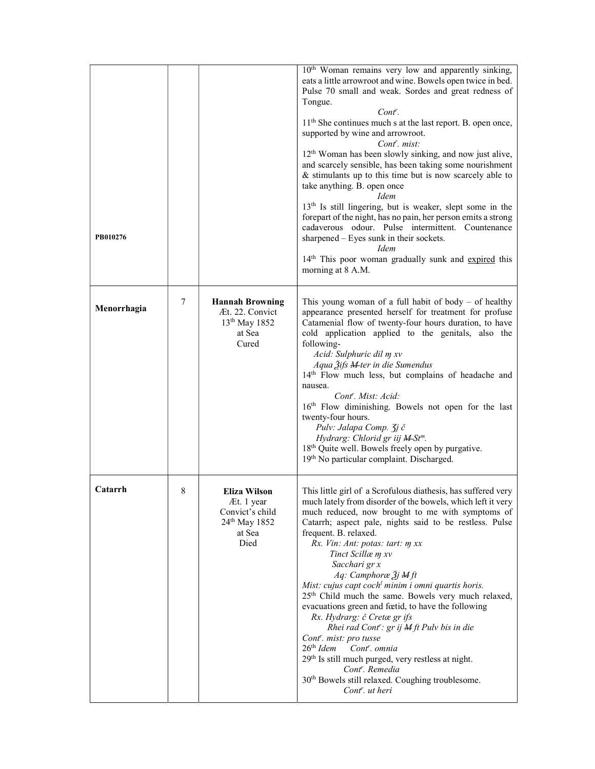| | | | |
|---|---|---|---|
| PB010276 | | | 10th Woman remains very low and apparently sinking, eats a little arrowroot and wine. Bowels open twice in bed. Pulse 70 small and weak. Sordes and great redness of Tongue.<br>*Contr.*<br>11th She continues much s at the last report. B. open once, supported by wine and arrowroot.<br>*Contr. mist:*<br>12th Woman has been slowly sinking, and now just alive, and scarcely sensible, has been taking some nourishment & stimulants up to this time but is now scarcely able to take anything. B. open once<br>*Idem*<br>13th Is still lingering, but is weaker, slept some in the forepart of the night, has no pain, her person emits a strong cadaverous odour. Pulse intermittent. Countenance sharpened – Eyes sunk in their sockets.<br>*Idem*<br>14th This poor woman gradually sunk and <u>expired</u> this morning at 8 A.M. |
| **Menorrhagia** | 7 | **Hannah Browning**<br>Æt. 22. Convict<br>13th May 1852<br>at Sea<br>Cured | This young woman of a full habit of body – of healthy appearance presented herself for treatment for profuse Catamenial flow of twenty-four hours duration, to have cold application applied to the genitals, also the following-<br>*Acid: Sulphuric dil ɱ xv*<br>*Aqua ℥ifs ~~M~~ ter in die Sumendus*<br>14th Flow much less, but complains of headache and nausea.<br>*Contr. Mist: Acid:*<br>16th Flow diminishing. Bowels not open for the last twenty-four hours.<br>*Pulv: Jalapa Comp. ʒj č*<br>*Hydrarg: Chlorid gr iij ~~M~~ Stm.*<br>18th Quite well. Bowels freely open by purgative.<br>19th No particular complaint. Discharged. |
| **Catarrh** | 8 | **Eliza Wilson**<br>Æt. 1 year<br>Convict's child<br>24th May 1852<br>at Sea<br>Died | This little girl of a Scrofulous diathesis, has suffered very much lately from disorder of the bowels, which left it very much reduced, now brought to me with symptoms of Catarrh; aspect pale, nights said to be restless. Pulse frequent. B. relaxed.<br>*Rx. Vin: Ant: potas: tart: ɱ xx*<br>*Tinct Scillæ ɱ xv*<br>*Sacchari gr x*<br>*Aq: Camphoræ ℥j ~~M~~ ft*<br>*Mist: cujus capt cochl minim i omni quartis horis.*<br>25th Child much the same. Bowels very much relaxed, evacuations green and fœtid, to have the following<br>*Rx. Hydrarg: č Cretæ gr ifs*<br>*Rhei rad Contr: gr ij ~~M~~ ft Pulv bis in die*<br>*Contr. mist: pro tusse*<br>26th *Idem Contr. omnia*<br>29th Is still much purged, very restless at night.<br>*Contr. Remedia*<br>30th Bowels still relaxed. Coughing troublesome.<br>*Contr. ut heri* |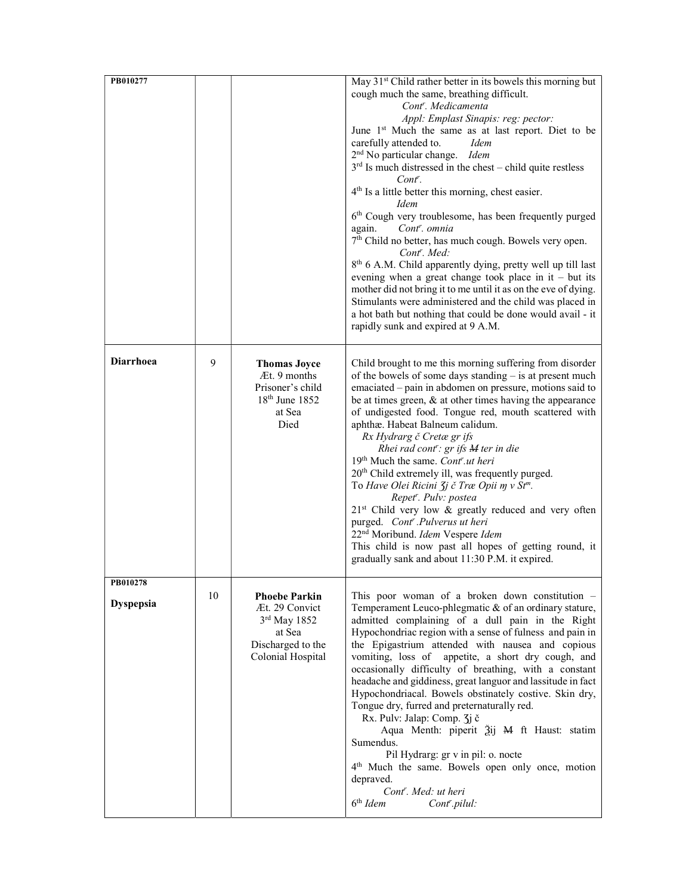| | | | |
|---|---|---|---|
| **PB010277** | | | May 31[st] Child rather better in its bowels this morning but cough much the same, breathing difficult. *Cont[r]. Medicamenta* *Appl: Emplast Sinapis: reg: pector:* June 1[st] Much the same as at last report. Diet to be carefully attended to. *Idem* 2[nd] No particular change. *Idem* 3[rd] Is much distressed in the chest – child quite restless *Cont[r].* 4[th] Is a little better this morning, chest easier. *Idem* 6[th] Cough very troublesome, has been frequently purged again. *Cont[r]. omnia* 7[th] Child no better, has much cough. Bowels very open. *Cont[r]. Med:* 8[th] 6 A.M. Child apparently dying, pretty well up till last evening when a great change took place in it – but its mother did not bring it to me until it as on the eve of dying. Stimulants were administered and the child was placed in a hot bath but nothing that could be done would avail - it rapidly sunk and expired at 9 A.M. |
| **Diarrhoea** | 9 | **Thomas Joyce** Æt. 9 months Prisoner's child 18[th] June 1852 at Sea Died | Child brought to me this morning suffering from disorder of the bowels of some days standing – is at present much emaciated – pain in abdomen on pressure, motions said to be at times green, & at other times having the appearance of undigested food. Tongue red, mouth scattered with aphthæ. Habeat Balneum calidum. *Rx Hydrarg č Cretæ gr ifs* *Rhei rad cont[r]: gr ifs M ter in die* 19[th] Much the same. *Cont[r].ut heri* 20[th] Child extremely ill, was frequently purged. To *Have Olei Ricini ʒj č Træ Opii ɱ v St[m].* *Repet[r]. Pulv: postea* 21[st] Child very low & greatly reduced and very often purged. *Cont[r] .Pulverus ut heri* 22[nd] Moribund. *Idem* Vespere *Idem* This child is now past all hopes of getting round, it gradually sank and about 11:30 P.M. it expired. |
| **PB010278** **Dyspepsia** | 10 | **Phoebe Parkin** Æt. 29 Convict 3[rd] May 1852 at Sea Discharged to the Colonial Hospital | This poor woman of a broken down constitution – Temperament Leuco-phlegmatic & of an ordinary stature, admitted complaining of a dull pain in the Right Hypochondriac region with a sense of fulness and pain in the Epigastrium attended with nausea and copious vomiting, loss of appetite, a short dry cough, and occasionally difficulty of breathing, with a constant headache and giddiness, great languor and lassitude in fact Hypochondriacal. Bowels obstinately costive. Skin dry, Tongue dry, furred and preternaturally red. Rx. Pulv: Jalap: Comp. ʒj č Aqua Menth: piperit ℥ij M ft Haust: statim Sumendus. Pil Hydrarg: gr v in pil: o. nocte 4[th] Much the same. Bowels open only once, motion depraved. *Cont[r]. Med: ut heri* 6[th] *Idem* *Cont[r].pilul:* |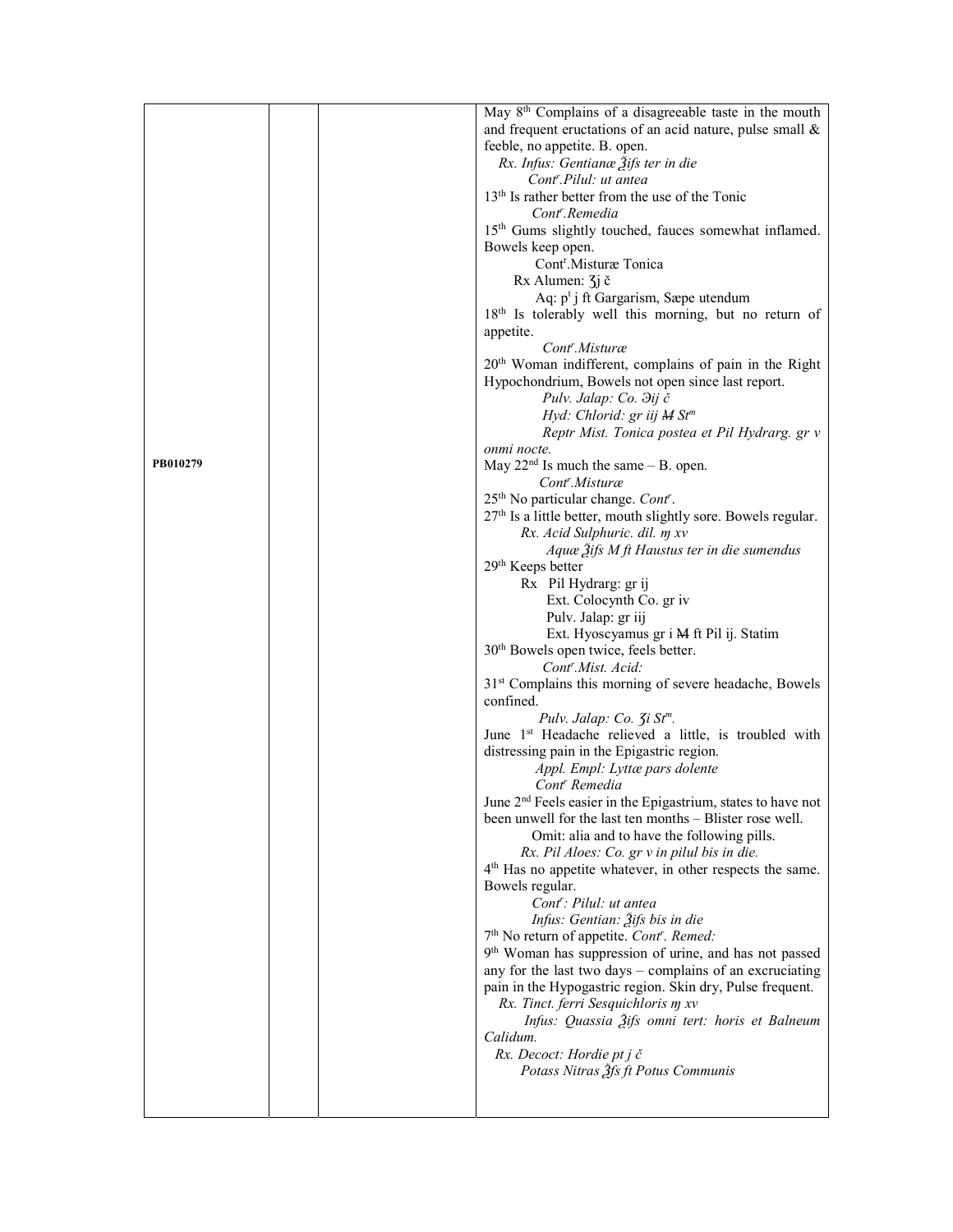| | | | |
|---|---|---|---|
| PB010279 | | | May 8th Complains of a disagreeable taste in the mouth and frequent eructations of an acid nature, pulse small & feeble, no appetite. B. open.<br>*Rx. Infus: Gentianæ ℥ifs ter in die*<br>*Contr.Pilul: ut antea*<br>13th Is rather better from the use of the Tonic<br>*Contr.Remedia*<br>15th Gums slightly touched, fauces somewhat inflamed. Bowels keep open.<br>Contr.Misturæ Tonica<br>Rx Alumen: ʒj č<br>Aq: pt j ft Gargarism, Sæpe utendum<br>18th Is tolerably well this morning, but no return of appetite.<br>*Contr.Misturæ*<br>20th Woman indifferent, complains of pain in the Right Hypochondrium, Bowels not open since last report.<br>*Pulv. Jalap: Co. ℈ij č*<br>*Hyd: Chlorid: gr iij M Stm*<br>*Reptr Mist. Tonica postea et Pil Hydrarg. gr v onmi nocte.*<br>May 22nd Is much the same – B. open.<br>*Contr.Misturæ*<br>25th No particular change. *Contr.*<br>27th Is a little better, mouth slightly sore. Bowels regular.<br>*Rx. Acid Sulphuric. dil. ɱ xv*<br>*Aquæ ℥ifs M ft Haustus ter in die sumendus*<br>29th Keeps better<br>Rx Pil Hydrarg: gr ij<br>Ext. Colocynth Co. gr iv<br>Pulv. Jalap: gr iij<br>Ext. Hyoscyamus gr i M ft Pil ij. Statim<br>30th Bowels open twice, feels better.<br>*Contr.Mist. Acid:*<br>31st Complains this morning of severe headache, Bowels confined.<br>*Pulv. Jalap: Co. ʒi Stm.*<br>June 1st Headache relieved a little, is troubled with distressing pain in the Epigastric region.<br>*Appl. Empl: Lyttæ pars dolente*<br>*Contr Remedia*<br>June 2nd Feels easier in the Epigastrium, states to have not been unwell for the last ten months – Blister rose well.<br>Omit: alia and to have the following pills.<br>*Rx. Pil Aloes: Co. gr v in pilul bis in die.*<br>4th Has no appetite whatever, in other respects the same. Bowels regular.<br>*Contr: Pilul: ut antea*<br>*Infus: Gentian: ℥ifs bis in die*<br>7th No return of appetite. *Contr. Remed:*<br>9th Woman has suppression of urine, and has not passed any for the last two days – complains of an excruciating pain in the Hypogastric region. Skin dry, Pulse frequent.<br>*Rx. Tinct. ferri Sesquichloris ɱ xv*<br>*Infus: Quassia ℥ifs omni tert: horis et Balneum Calidum.*<br>*Rx. Decoct: Hordie pt j č*<br>*Potass Nitras ℥fs ft Potus Communis* |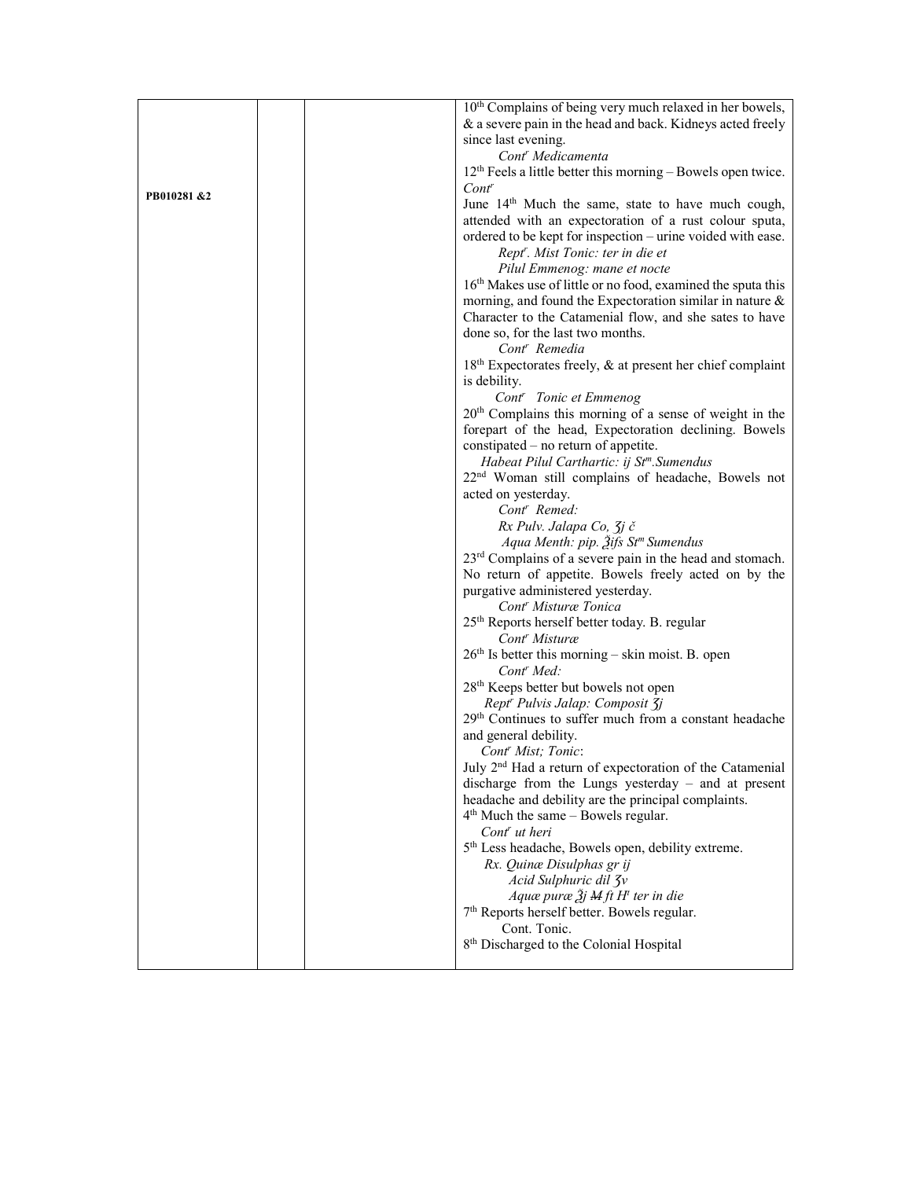| | | | |
|---|---|---|---|
| PB010281 &2 | | | 10th Complains of being very much relaxed in her bowels, & a severe pain in the head and back. Kidneys acted freely since last evening.<br>*Contr Medicamenta*<br>12th Feels a little better this morning – Bowels open twice. *Contr*<br>June 14th Much the same, state to have much cough, attended with an expectoration of a rust colour sputa, ordered to be kept for inspection – urine voided with ease.<br>*Reptr. Mist Tonic: ter in die et*<br>*Pilul Emmenog: mane et nocte*<br>16th Makes use of little or no food, examined the sputa this morning, and found the Expectoration similar in nature & Character to the Catamenial flow, and she sates to have done so, for the last two months.<br>*Contr Remedia*<br>18th Expectorates freely, & at present her chief complaint is debility.<br>*Contr Tonic et Emmenog*<br>20th Complains this morning of a sense of weight in the forepart of the head, Expectoration declining. Bowels constipated – no return of appetite.<br>*Habeat Pilul Carthartic: ij Stm.Sumendus*<br>22nd Woman still complains of headache, Bowels not acted on yesterday.<br>*Contr Remed:*<br>*Rx Pulv. Jalapa Co, ʒj č*<br>*Aqua Menth: pip. ℥iſs Stm Sumendus*<br>23rd Complains of a severe pain in the head and stomach. No return of appetite. Bowels freely acted on by the purgative administered yesterday.<br>*Contr Misturæ Tonica*<br>25th Reports herself better today. B. regular<br>*Contr Misturæ*<br>26th Is better this morning – skin moist. B. open<br>*Contr Med:*<br>28th Keeps better but bowels not open<br>*Reptr Pulvis Jalap: Composit ʒj*<br>29th Continues to suffer much from a constant headache and general debility.<br>*Contr Mist; Tonic:*<br>July 2nd Had a return of expectoration of the Catamenial discharge from the Lungs yesterday – and at present headache and debility are the principal complaints.<br>4th Much the same – Bowels regular.<br>*Contr ut heri*<br>5th Less headache, Bowels open, debility extreme.<br>*Rx. Quinæ Disulphas gr ij*<br>*Acid Sulphuric dil ʒv*<br>*Aquæ puræ ℥j ~~M~~ ft Ht ter in die*<br>7th Reports herself better. Bowels regular.<br>Cont. Tonic.<br>8th Discharged to the Colonial Hospital |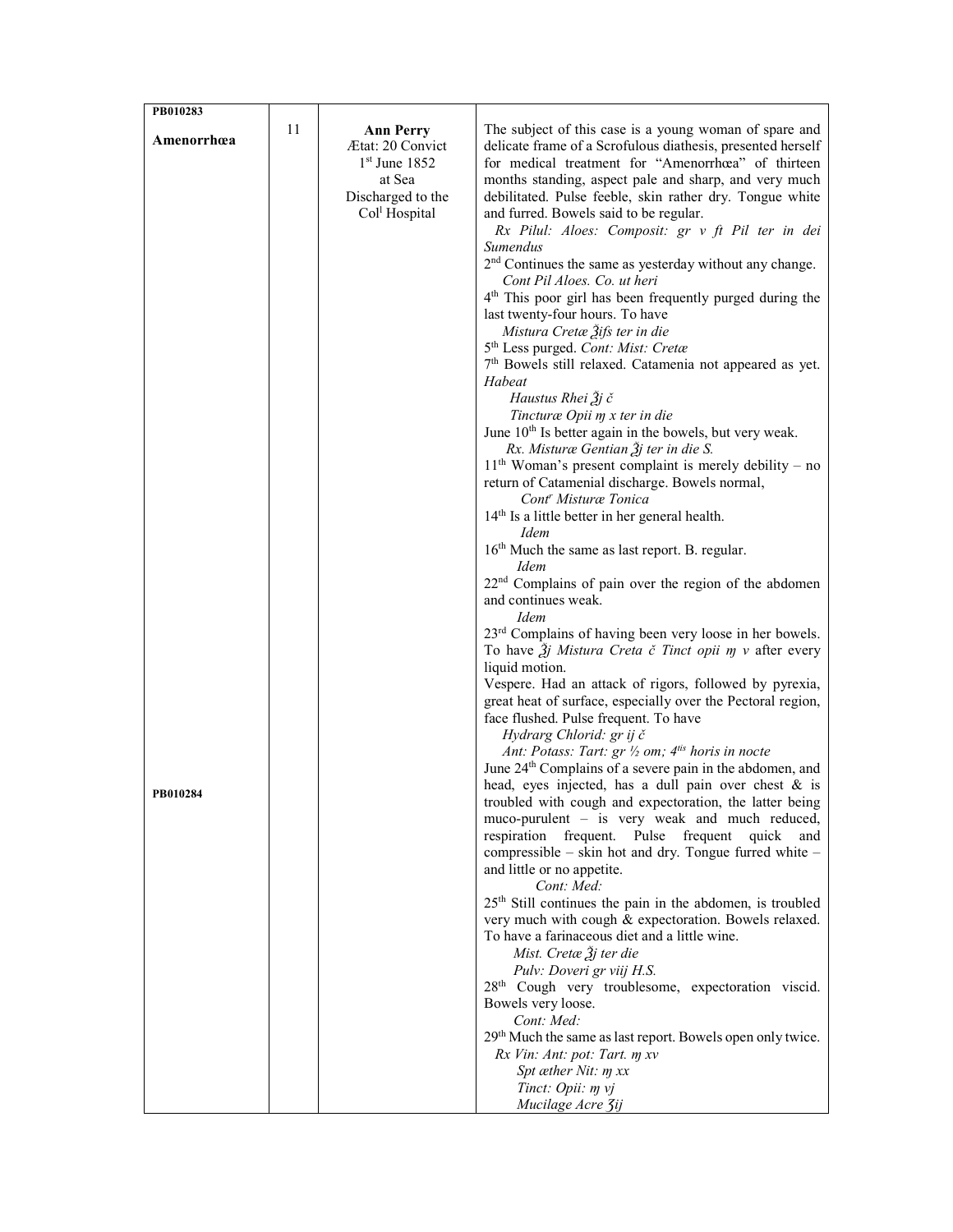| | | | |
|---|---|---|---|
| **PB010283**<br><br>**Amenorrhœa**<br><br><br><br><br><br><br><br><br><br><br><br><br><br><br><br><br><br><br><br><br><br><br><br><br><br><br><br><br><br><br><br><br>**PB010284** | 11 | **Ann Perry**<br>Ætat: 20 Convict<br>1st June 1852<br>at Sea<br>Discharged to the<br>Coll Hospital | The subject of this case is a young woman of spare and delicate frame of a Scrofulous diathesis, presented herself for medical treatment for "Amenorrhœa" of thirteen months standing, aspect pale and sharp, and very much debilitated. Pulse feeble, skin rather dry. Tongue white and furred. Bowels said to be regular.<br>*Rx Pilul: Aloes: Composit: gr v ft Pil ter in dei Sumendus*<br>2nd Continues the same as yesterday without any change.<br>*Cont Pil Aloes. Co. ut heri*<br>4th This poor girl has been frequently purged during the last twenty-four hours. To have<br>*Mistura Cretæ ℥ifs ter in die*<br>5th Less purged. *Cont: Mist: Cretæ*<br>7th Bowels still relaxed. Catamenia not appeared as yet. *Habeat*<br>*Haustus Rhei ℥j č*<br>*Tincturæ Opii ɱ x ter in die*<br>June 10th Is better again in the bowels, but very weak.<br>*Rx. Misturæ Gentian ℥j ter in die S.*<br>11th Woman's present complaint is merely debility – no return of Catamenial discharge. Bowels normal,<br>*Contr Misturæ Tonica*<br>14th Is a little better in her general health.<br>*Idem*<br>16th Much the same as last report. B. regular.<br>*Idem*<br>22nd Complains of pain over the region of the abdomen and continues weak.<br>*Idem*<br>23rd Complains of having been very loose in her bowels. To have *℥j Mistura Creta č Tinct opii ɱ v* after every liquid motion.<br>Vespere. Had an attack of rigors, followed by pyrexia, great heat of surface, especially over the Pectoral region, face flushed. Pulse frequent. To have<br>*Hydrarg Chlorid: gr ij č*<br>*Ant: Potass: Tart: gr ½ om; 4tis horis in nocte*<br>June 24th Complains of a severe pain in the abdomen, and head, eyes injected, has a dull pain over chest & is troubled with cough and expectoration, the latter being muco-purulent – is very weak and much reduced, respiration frequent. Pulse frequent quick and compressible – skin hot and dry. Tongue furred white – and little or no appetite.<br>*Cont: Med:*<br>25th Still continues the pain in the abdomen, is troubled very much with cough & expectoration. Bowels relaxed. To have a farinaceous diet and a little wine.<br>*Mist. Cretæ ℥j ter die*<br>*Pulv: Doveri gr viij H.S.*<br>28th Cough very troublesome, expectoration viscid. Bowels very loose.<br>*Cont: Med:*<br>29th Much the same as last report. Bowels open only twice.<br>*Rx Vin: Ant: pot: Tart. ɱ xv*<br>*Spt æther Nit: ɱ xx*<br>*Tinct: Opii: ɱ vj*<br>*Mucilage Acre ℨij* |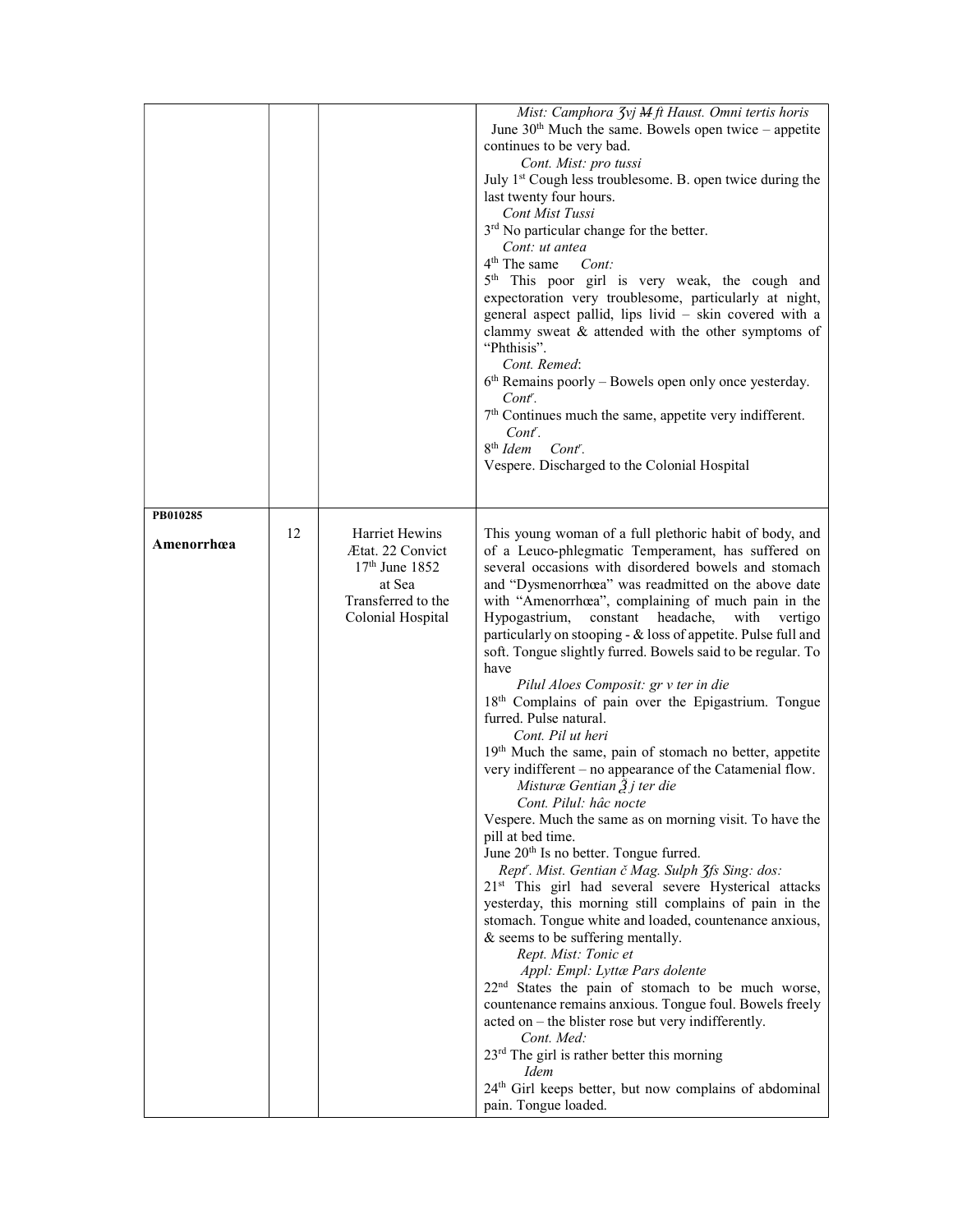| | | | |
|---|---|---|---|
| | | | *Mist: Camphora ℥vj ~~M~~ ft Haust. Omni tertis horis*<br>June 30th Much the same. Bowels open twice – appetite continues to be very bad.<br>*Cont. Mist: pro tussi*<br>July 1st Cough less troublesome. B. open twice during the last twenty four hours.<br>*Cont Mist Tussi*<br>3rd No particular change for the better.<br>*Cont: ut antea*<br>4th The same *Cont:*<br>5th This poor girl is very weak, the cough and expectoration very troublesome, particularly at night, general aspect pallid, lips livid – skin covered with a clammy sweat & attended with the other symptoms of "Phthisis".<br>*Cont. Remed*:<br>6th Remains poorly – Bowels open only once yesterday.<br>*Contr.*<br>7th Continues much the same, appetite very indifferent.<br>*Contr.*<br>8th *Idem* *Contr.*<br>Vespere. Discharged to the Colonial Hospital |
| **PB010285**<br><br>**Amenorrhœa** | 12 | Harriet Hewins<br>Ætat. 22 Convict<br>17th June 1852<br>at Sea<br>Transferred to the Colonial Hospital | This young woman of a full plethoric habit of body, and of a Leuco-phlegmatic Temperament, has suffered on several occasions with disordered bowels and stomach and "Dysmenorrhœa" was readmitted on the above date with "Amenorrhœa", complaining of much pain in the Hypogastrium, constant headache, with vertigo particularly on stooping - & loss of appetite. Pulse full and soft. Tongue slightly furred. Bowels said to be regular. To have<br>*Pilul Aloes Composit: gr v ter in die*<br>18th Complains of pain over the Epigastrium. Tongue furred. Pulse natural.<br>*Cont. Pil ut heri*<br>19th Much the same, pain of stomach no better, appetite very indifferent – no appearance of the Catamenial flow.<br>*Misturæ Gentian ℥ j ter die*<br>*Cont. Pilul: hâc nocte*<br>Vespere. Much the same as on morning visit. To have the pill at bed time.<br>June 20th Is no better. Tongue furred.<br>*Reptr. Mist. Gentian č Mag. Sulph ʒſs Sing: dos:*<br>21st This girl had several severe Hysterical attacks yesterday, this morning still complains of pain in the stomach. Tongue white and loaded, countenance anxious, & seems to be suffering mentally.<br>*Rept. Mist: Tonic et*<br>*Appl: Empl: Lyttæ Pars dolente*<br>22nd States the pain of stomach to be much worse, countenance remains anxious. Tongue foul. Bowels freely acted on – the blister rose but very indifferently.<br>*Cont. Med:*<br>23rd The girl is rather better this morning<br>*Idem*<br>24th Girl keeps better, but now complains of abdominal pain. Tongue loaded. |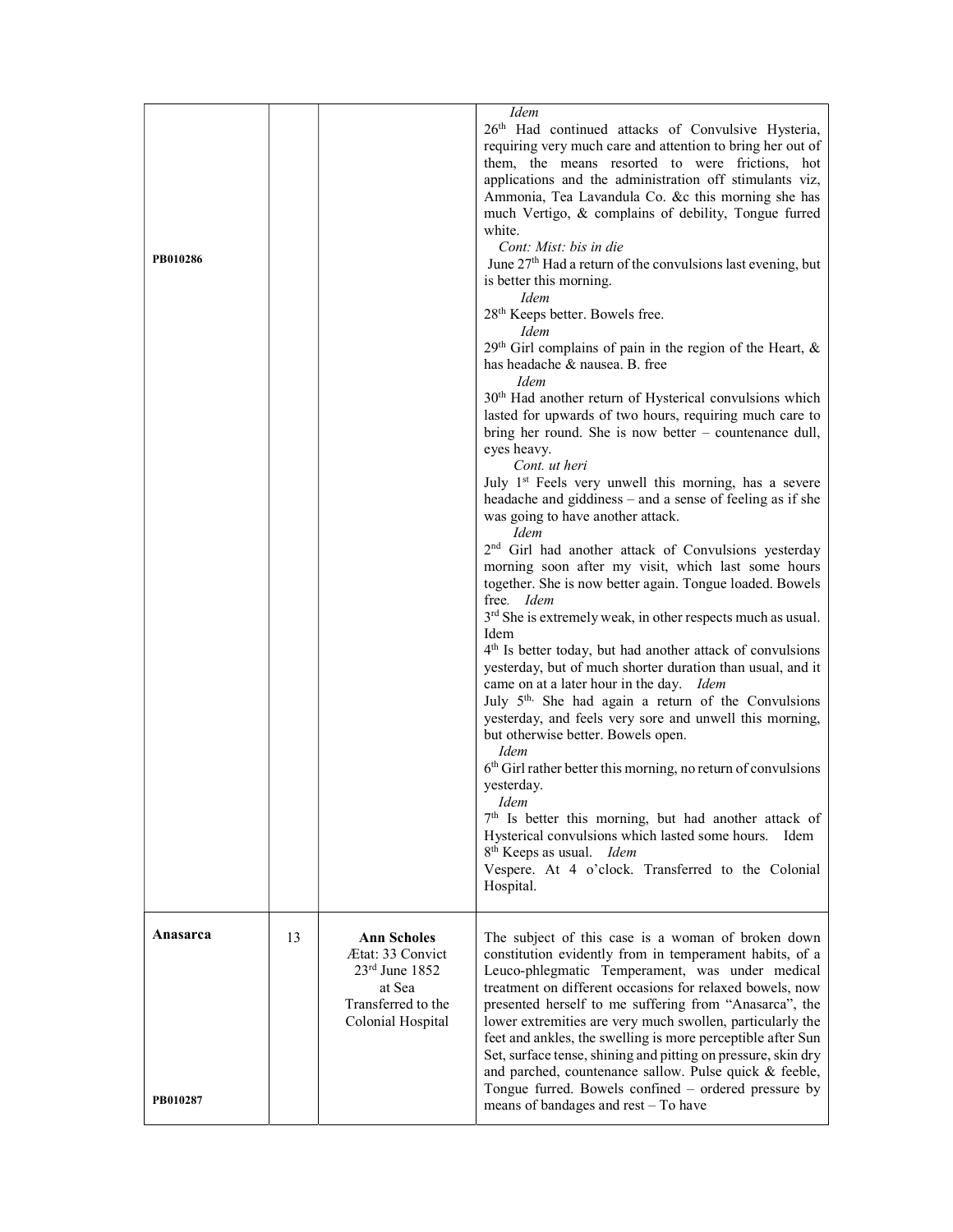| | | | |
|---|---|---|---|
| PB010286 | | | *Idem*<br>26th Had continued attacks of Convulsive Hysteria, requiring very much care and attention to bring her out of them, the means resorted to were frictions, hot applications and the administration off stimulants viz, Ammonia, Tea Lavandula Co. &c this morning she has much Vertigo, & complains of debility, Tongue furred white.<br>*Cont: Mist: bis in die*<br>June 27th Had a return of the convulsions last evening, but is better this morning.<br>*Idem*<br>28th Keeps better. Bowels free.<br>*Idem*<br>29th Girl complains of pain in the region of the Heart, & has headache & nausea. B. free<br>*Idem*<br>30th Had another return of Hysterical convulsions which lasted for upwards of two hours, requiring much care to bring her round. She is now better – countenance dull, eyes heavy.<br>*Cont. ut heri*<br>July 1st Feels very unwell this morning, has a severe headache and giddiness – and a sense of feeling as if she was going to have another attack.<br>*Idem*<br>2nd Girl had another attack of Convulsions yesterday morning soon after my visit, which last some hours together. She is now better again. Tongue loaded. Bowels free. *Idem*<br>3rd She is extremely weak, in other respects much as usual.<br>Idem<br>4th Is better today, but had another attack of convulsions yesterday, but of much shorter duration than usual, and it came on at a later hour in the day. *Idem*<br>July 5th. She had again a return of the Convulsions yesterday, and feels very sore and unwell this morning, but otherwise better. Bowels open.<br>*Idem*<br>6th Girl rather better this morning, no return of convulsions yesterday.<br>*Idem*<br>7th Is better this morning, but had another attack of Hysterical convulsions which lasted some hours. Idem<br>8th Keeps as usual. *Idem*<br>Vespere. At 4 o'clock. Transferred to the Colonial Hospital. |
| **Anasarca**<br><br>PB010287 | 13 | **Ann Scholes**<br>Ætat: 33 Convict<br>23rd June 1852<br>at Sea<br>Transferred to the Colonial Hospital | The subject of this case is a woman of broken down constitution evidently from in temperament habits, of a Leuco-phlegmatic Temperament, was under medical treatment on different occasions for relaxed bowels, now presented herself to me suffering from "Anasarca", the lower extremities are very much swollen, particularly the feet and ankles, the swelling is more perceptible after Sun Set, surface tense, shining and pitting on pressure, skin dry and parched, countenance sallow. Pulse quick & feeble, Tongue furred. Bowels confined – ordered pressure by means of bandages and rest – To have |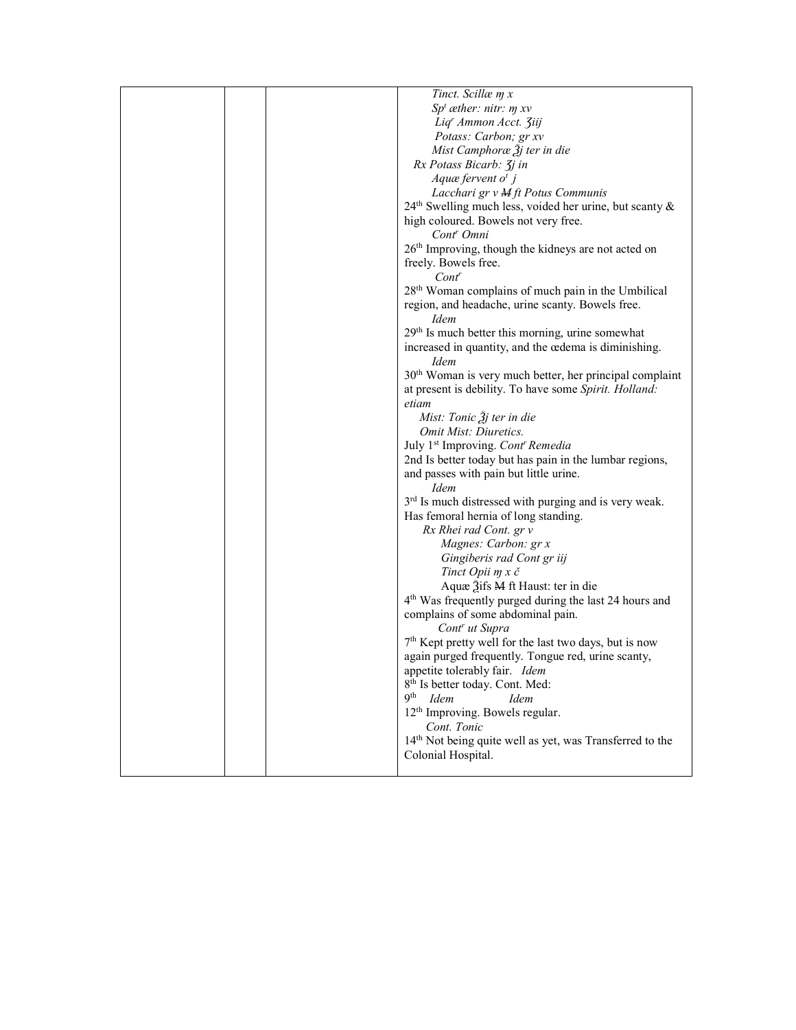|  |  |  |  |
|---|---|---|---|
|  |  |  | *Tinct. Scillæ ɱ x*<br>*Sp^t æther: nitr: ɱ xv*<br>*Liq^r Ammon Acct. ʒiij*<br>*Potass: Carbon; gr xv*<br>*Mist Camphoræ ℥j ter in die*<br>*Rx Potass Bicarb: ʒj in*<br>*Aquæ fervent o^t j*<br>*Lacchari gr v ~~M~~ ft Potus Communis*<br>24th Swelling much less, voided her urine, but scanty & high coloured. Bowels not very free.<br>*Cont^r Omni*<br>26th Improving, though the kidneys are not acted on freely. Bowels free.<br>*Cont^r*<br>28th Woman complains of much pain in the Umbilical region, and headache, urine scanty. Bowels free.<br>*Idem*<br>29th Is much better this morning, urine somewhat increased in quantity, and the œdema is diminishing.<br>*Idem*<br>30th Woman is very much better, her principal complaint at present is debility. To have some *Spirit. Holland: etiam*<br>*Mist: Tonic ℥j ter in die*<br>*Omit Mist: Diuretics.*<br>July 1st Improving. *Cont^r Remedia*<br>2nd Is better today but has pain in the lumbar regions, and passes with pain but little urine.<br>*Idem*<br>3rd Is much distressed with purging and is very weak. Has femoral hernia of long standing.<br>*Rx Rhei rad Cont. gr v*<br>*Magnes: Carbon: gr x*<br>*Gingiberis rad Cont gr iij*<br>*Tinct Opii ɱ x č*<br>Aquæ ℥ifs ~~M~~ ft Haust: ter in die<br>4th Was frequently purged during the last 24 hours and complains of some abdominal pain.<br>*Cont^r ut Supra*<br>7th Kept pretty well for the last two days, but is now again purged frequently. Tongue red, urine scanty, appetite tolerably fair. *Idem*<br>8th Is better today. Cont. Med:<br>9th *Idem* *Idem*<br>12th Improving. Bowels regular.<br>*Cont. Tonic*<br>14th Not being quite well as yet, was Transferred to the Colonial Hospital. |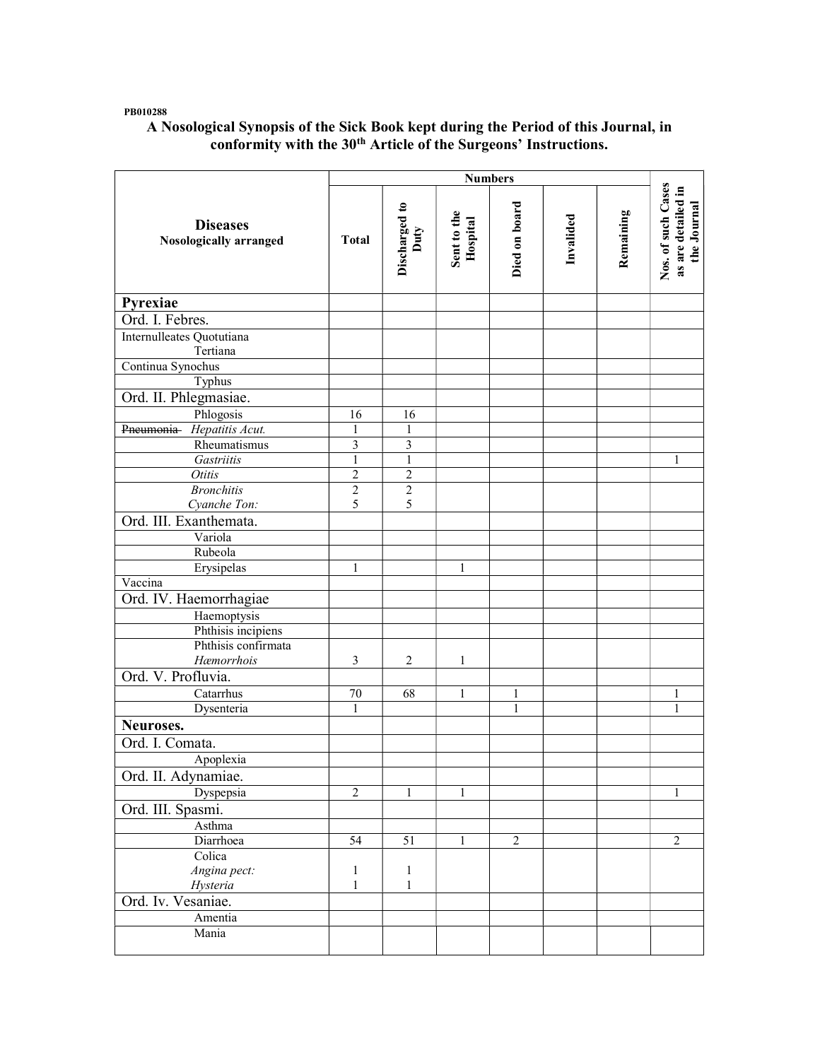PB010288

## A Nosological Synopsis of the Sick Book kept during the Period of this Journal, in conformity with the 30th Article of the Surgeons' Instructions.

| Diseases<br>Nosologically arranged | Numbers | | | | | | Nos. of such Cases as are detailed in the Journal |
|---|---|---|---|---|---|---|---|
| | Total | Discharged to Duty | Sent to the Hospital | Died on board | Invalided | Remaining | |
| **Pyrexiae** | | | | | | | |
| Ord. I. Febres. | | | | | | | |
| Internulleates Quotutiana<br>Tertiana | | | | | | | |
| Continua Synochus | | | | | | | |
| Typhus | | | | | | | |
| Ord. II. Phlegmasiae. | | | | | | | |
| Phlogosis | 16 | 16 | | | | | |
| ~~Pneumonia~~ *Hepatitis Acut.* | 1 | 1 | | | | | |
| Rheumatismus | 3 | 3 | | | | | |
| *Gastriitis* | 1 | 1 | | | | | 1 |
| *Otitis* | 2 | 2 | | | | | |
| *Bronchitis*<br>*Cyanche Ton:* | 2<br>5 | 2<br>5 | | | | | |
| Ord. III. Exanthemata. | | | | | | | |
| Variola | | | | | | | |
| Rubeola | | | | | | | |
| Erysipelas | 1 | | 1 | | | | |
| Vaccina | | | | | | | |
| Ord. IV. Haemorrhagiae | | | | | | | |
| Haemoptysis | | | | | | | |
| Phthisis incipiens | | | | | | | |
| Phthisis confirmata<br>*Hæmorrhois* | 3 | 2 | 1 | | | | |
| Ord. V. Profluvia. | | | | | | | |
| Catarrhus | 70 | 68 | 1 | 1 | | | 1 |
| Dysenteria | 1 | | | 1 | | | 1 |
| **Neuroses.** | | | | | | | |
| Ord. I. Comata. | | | | | | | |
| Apoplexia | | | | | | | |
| Ord. II. Adynamiae. | | | | | | | |
| Dyspepsia | 2 | 1 | 1 | | | | 1 |
| Ord. III. Spasmi. | | | | | | | |
| Asthma | | | | | | | |
| Diarrhoea | 54 | 51 | 1 | 2 | | | 2 |
| Colica<br>*Angina pect:*<br>*Hysteria* | <br>1<br>1 | <br>1<br>1 | | | | | |
| Ord. Iv. Vesaniae. | | | | | | | |
| Amentia | | | | | | | |
| Mania | | | | | | | |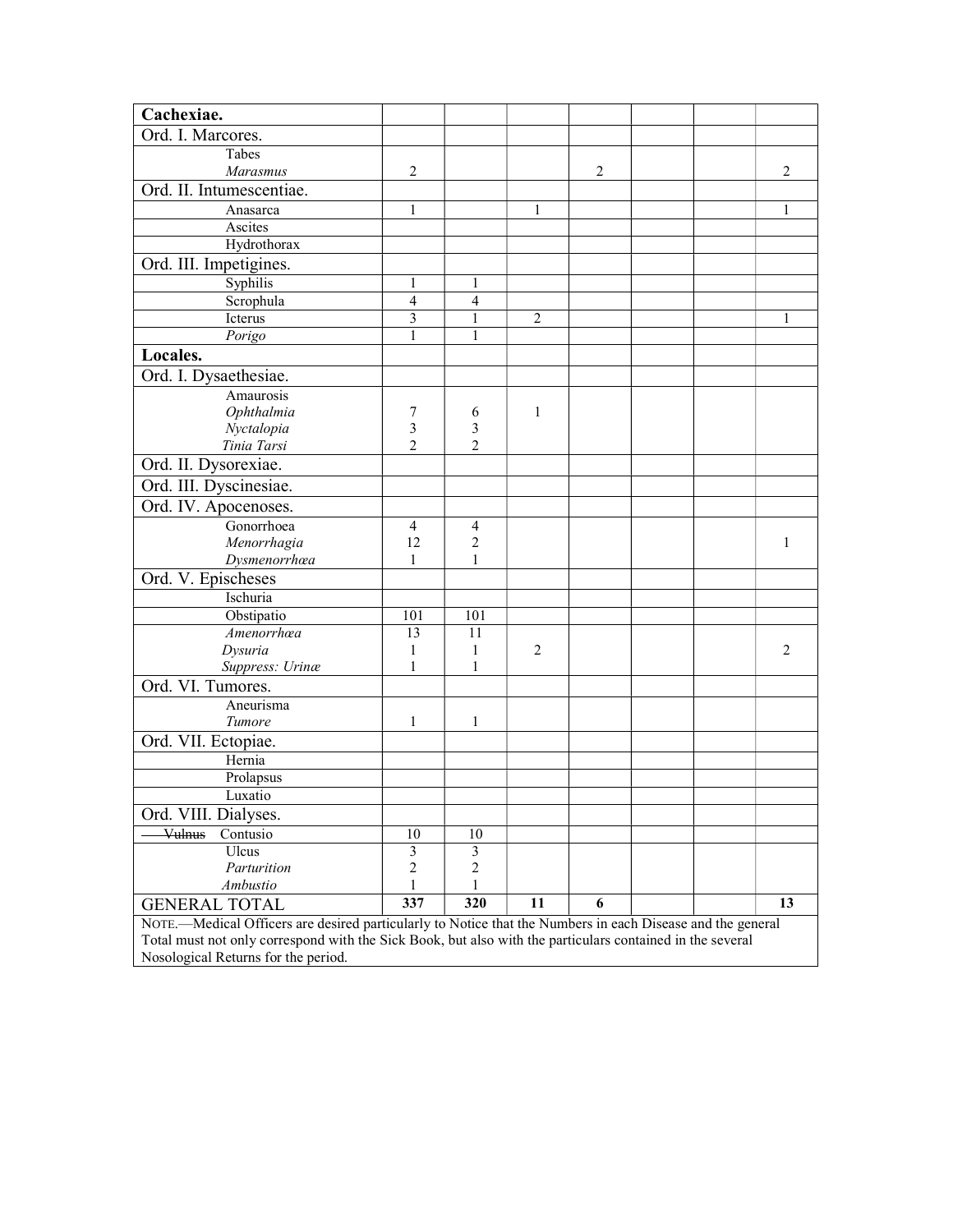| | | | | | | | |
|---|---|---|---|---|---|---|---|
| **Cachexiae.** | | | | | | | |
| Ord. I. Marcores. | | | | | | | |
| Tabes<br>*Marasmus* | 2 | | | 2 | | | 2 |
| Ord. II. Intumescentiae. | | | | | | | |
| Anasarca | 1 | | 1 | | | | 1 |
| Ascites | | | | | | | |
| Hydrothorax | | | | | | | |
| Ord. III. Impetigines. | | | | | | | |
| Syphilis | 1 | 1 | | | | | |
| Scrophula | 4 | 4 | | | | | |
| Icterus | 3 | 1 | 2 | | | | 1 |
| *Porigo* | 1 | 1 | | | | | |
| **Locales.** | | | | | | | |
| Ord. I. Dysaethesiae. | | | | | | | |
| Amaurosis<br>*Ophthalmia*<br>*Nyctalopia*<br>*Tinia Tarsi* | <br>7<br>3<br>2 | <br>6<br>3<br>2 | <br>1 | | | | |
| Ord. II. Dysorexiae. | | | | | | | |
| Ord. III. Dyscinesiae. | | | | | | | |
| Ord. IV. Apocenoses. | | | | | | | |
| Gonorrhoea<br>*Menorrhagia*<br>*Dysmenorrhœa* | 4<br>12<br>1 | 4<br>2<br>1 | | | | | <br>1 |
| Ord. V. Epischeses | | | | | | | |
| Ischuria | | | | | | | |
| Obstipatio | 101 | 101 | | | | | |
| *Amenorrhœa*<br>*Dysuria*<br>*Suppress: Urinæ* | 13<br>1<br>1 | 11<br>1<br>1 | <br>2 | | | | <br>2 |
| Ord. VI. Tumores. | | | | | | | |
| Aneurisma<br>*Tumore* | <br>1 | <br>1 | | | | | |
| Ord. VII. Ectopiae. | | | | | | | |
| Hernia | | | | | | | |
| Prolapsus | | | | | | | |
| Luxatio | | | | | | | |
| Ord. VIII. Dialyses. | | | | | | | |
| ~~Vulnus~~ Contusio | 10 | 10 | | | | | |
| Ulcus<br>*Parturition*<br>*Ambustio* | 3<br>2<br>1 | 3<br>2<br>1 | | | | | |
| GENERAL TOTAL | **337** | **320** | **11** | **6** | | | **13** |

NOTE.—Medical Officers are desired particularly to Notice that the Numbers in each Disease and the general Total must not only correspond with the Sick Book, but also with the particulars contained in the several Nosological Returns for the period.